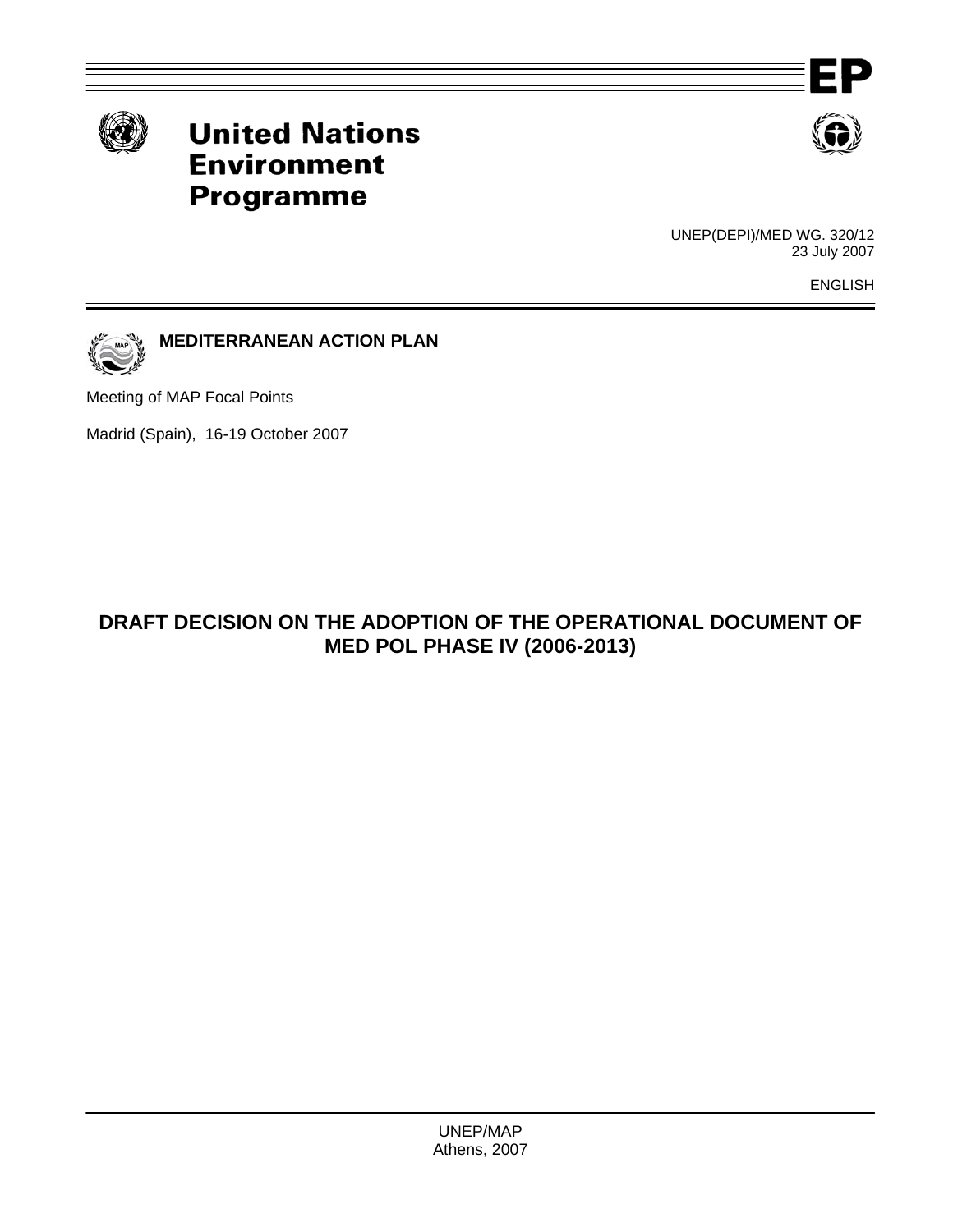EP

**United Nations Environment Programme**

UNEP(DEPI)/MED WG. 320/12
23 July 2007

ENGLISH

**MEDITERRANEAN ACTION PLAN**

Meeting of MAP Focal Points

Madrid (Spain), 16-19 October 2007

# DRAFT DECISION ON THE ADOPTION OF THE OPERATIONAL DOCUMENT OF MED POL PHASE IV (2006-2013)

UNEP/MAP
Athens, 2007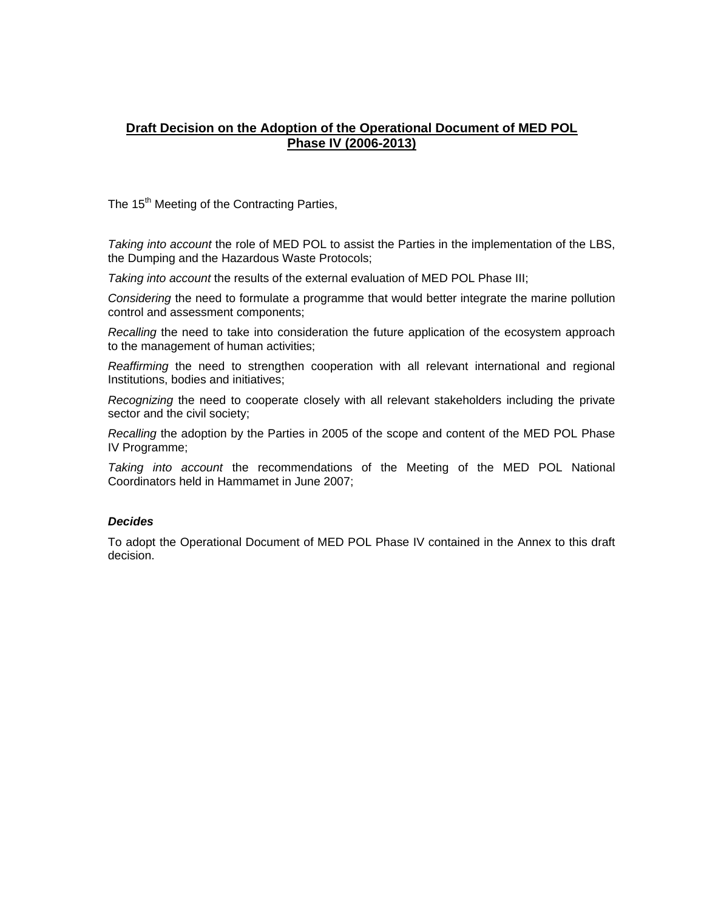## **Draft Decision on the Adoption of the Operational Document of MED POL Phase IV (2006-2013)**

The 15th Meeting of the Contracting Parties,

*Taking into account* the role of MED POL to assist the Parties in the implementation of the LBS, the Dumping and the Hazardous Waste Protocols;

*Taking into account* the results of the external evaluation of MED POL Phase III;

*Considering* the need to formulate a programme that would better integrate the marine pollution control and assessment components;

*Recalling* the need to take into consideration the future application of the ecosystem approach to the management of human activities;

*Reaffirming* the need to strengthen cooperation with all relevant international and regional Institutions, bodies and initiatives;

*Recognizing* the need to cooperate closely with all relevant stakeholders including the private sector and the civil society;

*Recalling* the adoption by the Parties in 2005 of the scope and content of the MED POL Phase IV Programme;

*Taking into account* the recommendations of the Meeting of the MED POL National Coordinators held in Hammamet in June 2007;

***Decides***

To adopt the Operational Document of MED POL Phase IV contained in the Annex to this draft decision.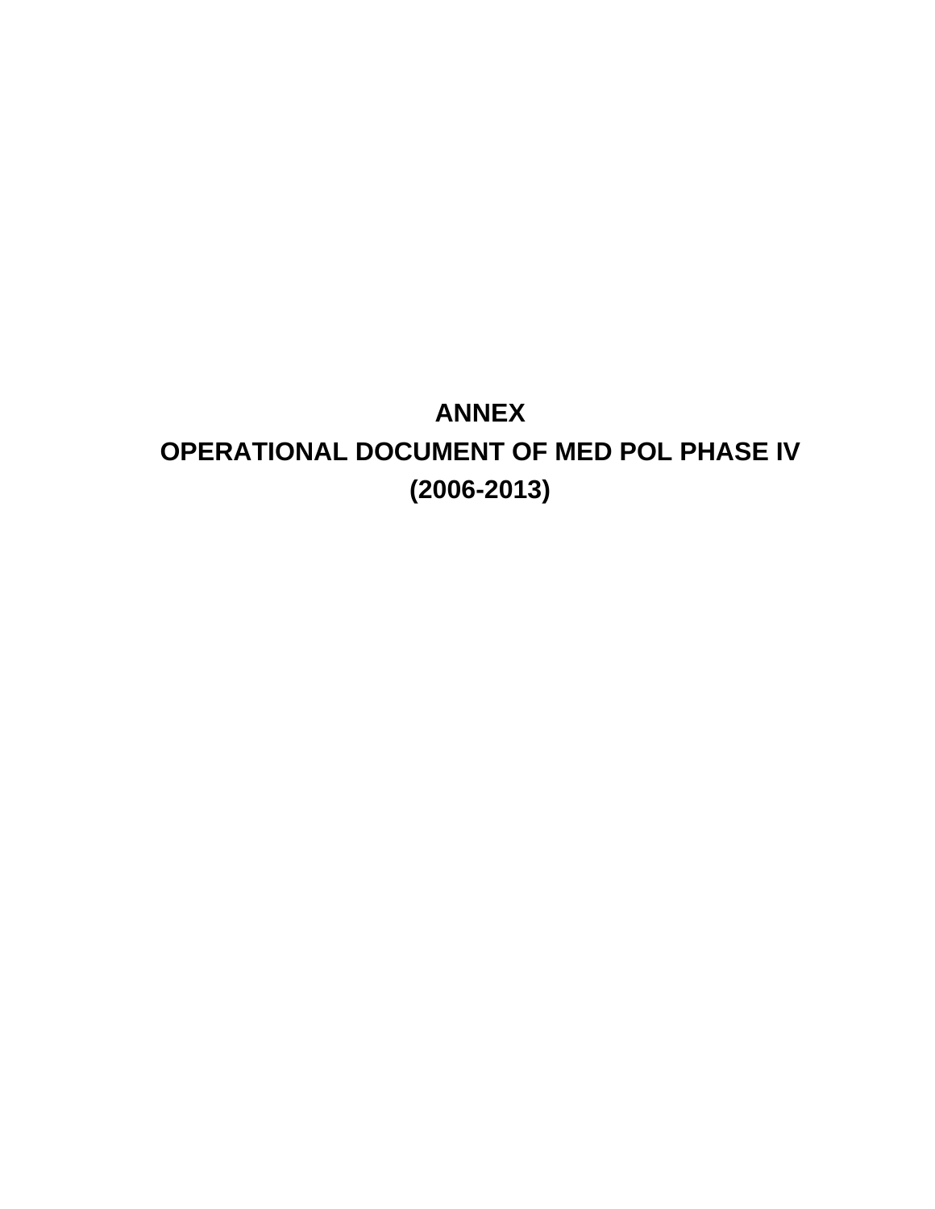# ANNEX

# OPERATIONAL DOCUMENT OF MED POL PHASE IV (2006-2013)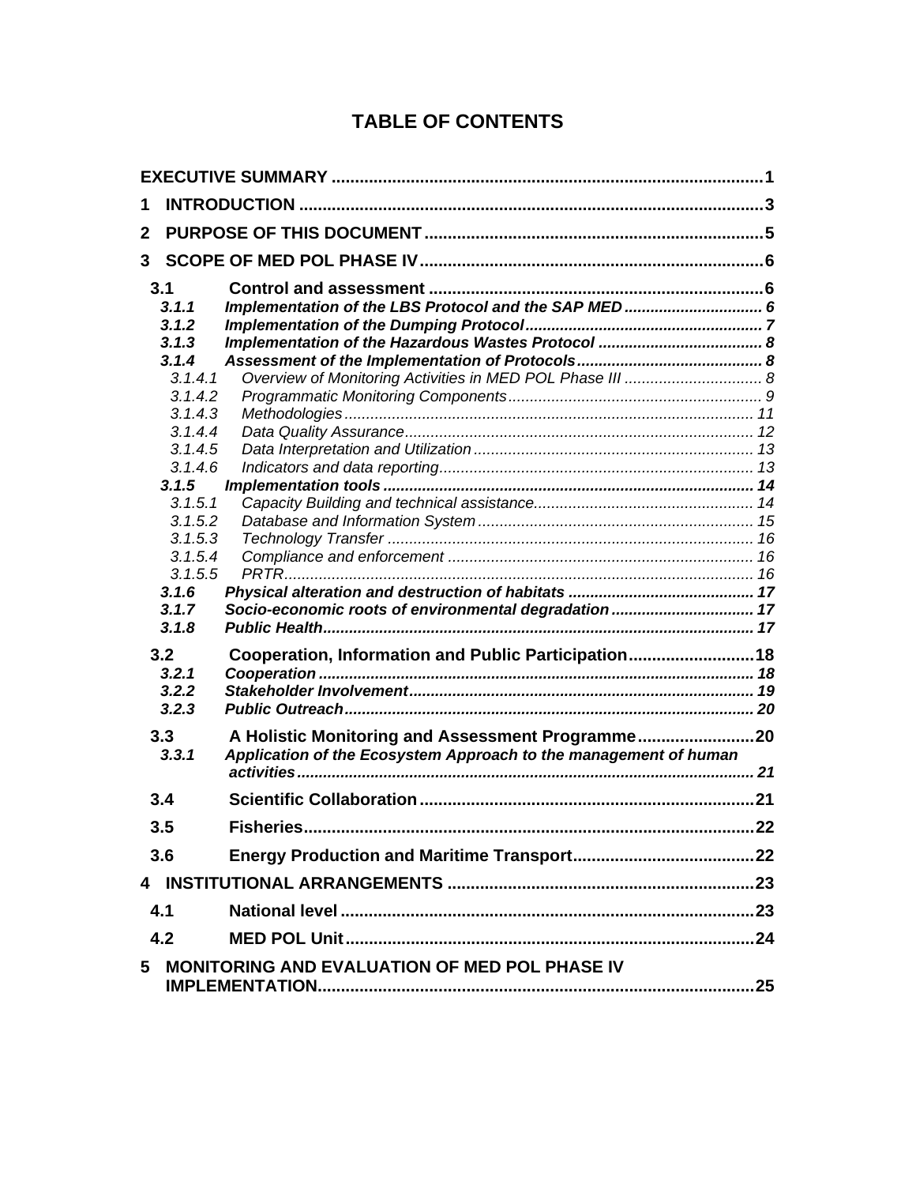# TABLE OF CONTENTS

**EXECUTIVE SUMMARY** .......... 1

**1 INTRODUCTION** .......... 3

**2 PURPOSE OF THIS DOCUMENT** .......... 5

**3 SCOPE OF MED POL PHASE IV** .......... 6

- **3.1 Control and assessment** .......... 6
  - ***3.1.1 Implementation of the LBS Protocol and the SAP MED*** .......... 6
  - ***3.1.2 Implementation of the Dumping Protocol*** .......... 7
  - ***3.1.3 Implementation of the Hazardous Wastes Protocol*** .......... 8
  - ***3.1.4 Assessment of the Implementation of Protocols*** .......... 8
    - *3.1.4.1 Overview of Monitoring Activities in MED POL Phase III* .......... 8
    - *3.1.4.2 Programmatic Monitoring Components* .......... 9
    - *3.1.4.3 Methodologies* .......... 11
    - *3.1.4.4 Data Quality Assurance* .......... 12
    - *3.1.4.5 Data Interpretation and Utilization* .......... 13
    - *3.1.4.6 Indicators and data reporting* .......... 13
  - ***3.1.5 Implementation tools*** .......... 14
    - *3.1.5.1 Capacity Building and technical assistance* .......... 14
    - *3.1.5.2 Database and Information System* .......... 15
    - *3.1.5.3 Technology Transfer* .......... 16
    - *3.1.5.4 Compliance and enforcement* .......... 16
    - *3.1.5.5 PRTR* .......... 16
  - ***3.1.6 Physical alteration and destruction of habitats*** .......... 17
  - ***3.1.7 Socio-economic roots of environmental degradation*** .......... 17
  - ***3.1.8 Public Health*** .......... 17
- **3.2 Cooperation, Information and Public Participation** .......... 18
  - ***3.2.1 Cooperation*** .......... 18
  - ***3.2.2 Stakeholder Involvement*** .......... 19
  - ***3.2.3 Public Outreach*** .......... 20
- **3.3 A Holistic Monitoring and Assessment Programme** .......... 20
  - ***3.3.1 Application of the Ecosystem Approach to the management of human activities*** .......... 21
- **3.4 Scientific Collaboration** .......... 21
- **3.5 Fisheries** .......... 22
- **3.6 Energy Production and Maritime Transport** .......... 22

**4 INSTITUTIONAL ARRANGEMENTS** .......... 23

- **4.1 National level** .......... 23
- **4.2 MED POL Unit** .......... 24

**5 MONITORING AND EVALUATION OF MED POL PHASE IV IMPLEMENTATION** .......... 25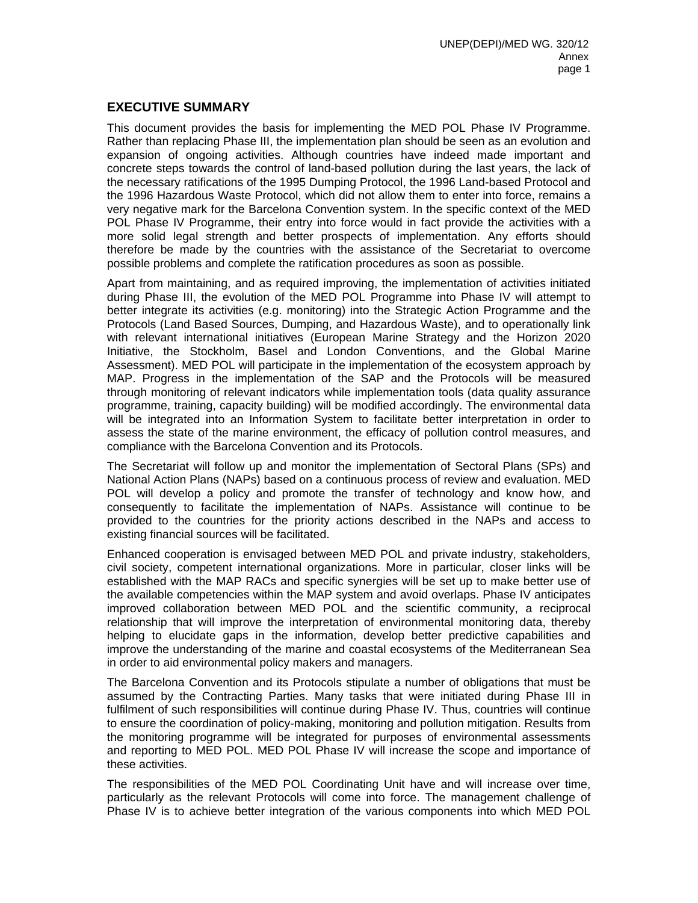## EXECUTIVE SUMMARY

This document provides the basis for implementing the MED POL Phase IV Programme. Rather than replacing Phase III, the implementation plan should be seen as an evolution and expansion of ongoing activities. Although countries have indeed made important and concrete steps towards the control of land-based pollution during the last years, the lack of the necessary ratifications of the 1995 Dumping Protocol, the 1996 Land-based Protocol and the 1996 Hazardous Waste Protocol, which did not allow them to enter into force, remains a very negative mark for the Barcelona Convention system. In the specific context of the MED POL Phase IV Programme, their entry into force would in fact provide the activities with a more solid legal strength and better prospects of implementation. Any efforts should therefore be made by the countries with the assistance of the Secretariat to overcome possible problems and complete the ratification procedures as soon as possible.

Apart from maintaining, and as required improving, the implementation of activities initiated during Phase III, the evolution of the MED POL Programme into Phase IV will attempt to better integrate its activities (e.g. monitoring) into the Strategic Action Programme and the Protocols (Land Based Sources, Dumping, and Hazardous Waste), and to operationally link with relevant international initiatives (European Marine Strategy and the Horizon 2020 Initiative, the Stockholm, Basel and London Conventions, and the Global Marine Assessment). MED POL will participate in the implementation of the ecosystem approach by MAP. Progress in the implementation of the SAP and the Protocols will be measured through monitoring of relevant indicators while implementation tools (data quality assurance programme, training, capacity building) will be modified accordingly. The environmental data will be integrated into an Information System to facilitate better interpretation in order to assess the state of the marine environment, the efficacy of pollution control measures, and compliance with the Barcelona Convention and its Protocols.

The Secretariat will follow up and monitor the implementation of Sectoral Plans (SPs) and National Action Plans (NAPs) based on a continuous process of review and evaluation. MED POL will develop a policy and promote the transfer of technology and know how, and consequently to facilitate the implementation of NAPs. Assistance will continue to be provided to the countries for the priority actions described in the NAPs and access to existing financial sources will be facilitated.

Enhanced cooperation is envisaged between MED POL and private industry, stakeholders, civil society, competent international organizations. More in particular, closer links will be established with the MAP RACs and specific synergies will be set up to make better use of the available competencies within the MAP system and avoid overlaps. Phase IV anticipates improved collaboration between MED POL and the scientific community, a reciprocal relationship that will improve the interpretation of environmental monitoring data, thereby helping to elucidate gaps in the information, develop better predictive capabilities and improve the understanding of the marine and coastal ecosystems of the Mediterranean Sea in order to aid environmental policy makers and managers.

The Barcelona Convention and its Protocols stipulate a number of obligations that must be assumed by the Contracting Parties. Many tasks that were initiated during Phase III in fulfilment of such responsibilities will continue during Phase IV. Thus, countries will continue to ensure the coordination of policy-making, monitoring and pollution mitigation. Results from the monitoring programme will be integrated for purposes of environmental assessments and reporting to MED POL. MED POL Phase IV will increase the scope and importance of these activities.

The responsibilities of the MED POL Coordinating Unit have and will increase over time, particularly as the relevant Protocols will come into force. The management challenge of Phase IV is to achieve better integration of the various components into which MED POL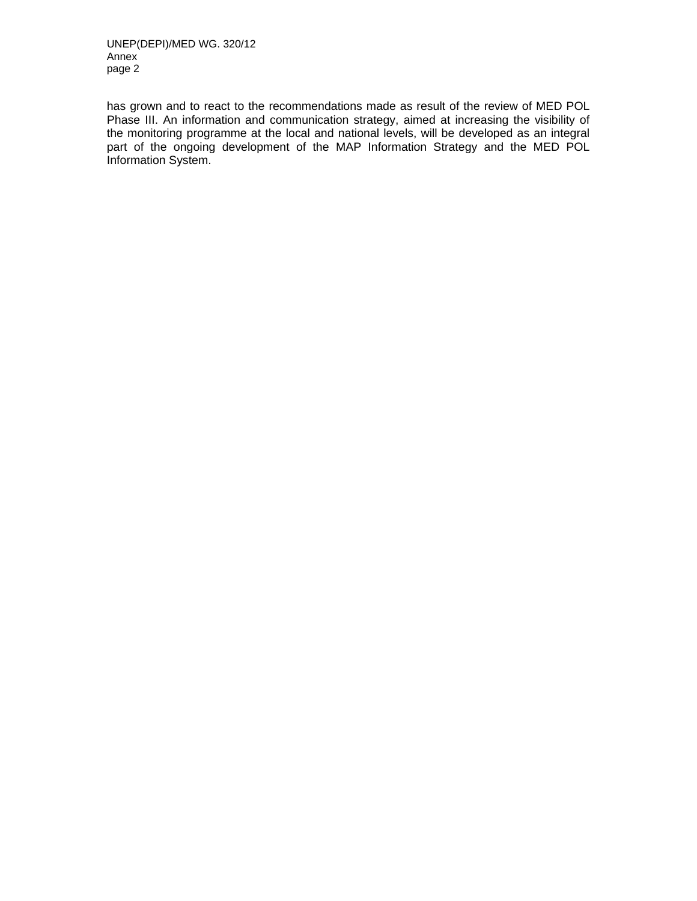has grown and to react to the recommendations made as result of the review of MED POL Phase III. An information and communication strategy, aimed at increasing the visibility of the monitoring programme at the local and national levels, will be developed as an integral part of the ongoing development of the MAP Information Strategy and the MED POL Information System.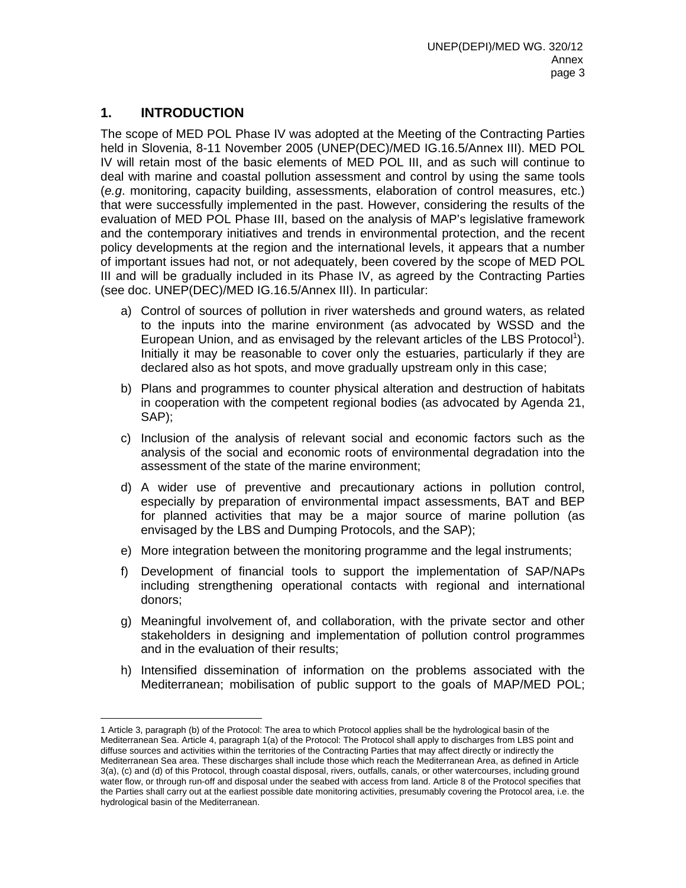## 1. INTRODUCTION

The scope of MED POL Phase IV was adopted at the Meeting of the Contracting Parties held in Slovenia, 8-11 November 2005 (UNEP(DEC)/MED IG.16.5/Annex III). MED POL IV will retain most of the basic elements of MED POL III, and as such will continue to deal with marine and coastal pollution assessment and control by using the same tools (*e.g*. monitoring, capacity building, assessments, elaboration of control measures, etc.) that were successfully implemented in the past. However, considering the results of the evaluation of MED POL Phase III, based on the analysis of MAP's legislative framework and the contemporary initiatives and trends in environmental protection, and the recent policy developments at the region and the international levels, it appears that a number of important issues had not, or not adequately, been covered by the scope of MED POL III and will be gradually included in its Phase IV, as agreed by the Contracting Parties (see doc. UNEP(DEC)/MED IG.16.5/Annex III). In particular:

a) Control of sources of pollution in river watersheds and ground waters, as related to the inputs into the marine environment (as advocated by WSSD and the European Union, and as envisaged by the relevant articles of the LBS Protocol[1]). Initially it may be reasonable to cover only the estuaries, particularly if they are declared also as hot spots, and move gradually upstream only in this case;

b) Plans and programmes to counter physical alteration and destruction of habitats in cooperation with the competent regional bodies (as advocated by Agenda 21, SAP);

c) Inclusion of the analysis of relevant social and economic factors such as the analysis of the social and economic roots of environmental degradation into the assessment of the state of the marine environment;

d) A wider use of preventive and precautionary actions in pollution control, especially by preparation of environmental impact assessments, BAT and BEP for planned activities that may be a major source of marine pollution (as envisaged by the LBS and Dumping Protocols, and the SAP);

e) More integration between the monitoring programme and the legal instruments;

f) Development of financial tools to support the implementation of SAP/NAPs including strengthening operational contacts with regional and international donors;

g) Meaningful involvement of, and collaboration, with the private sector and other stakeholders in designing and implementation of pollution control programmes and in the evaluation of their results;

h) Intensified dissemination of information on the problems associated with the Mediterranean; mobilisation of public support to the goals of MAP/MED POL;

---

1 Article 3, paragraph (b) of the Protocol: The area to which Protocol applies shall be the hydrological basin of the Mediterranean Sea. Article 4, paragraph 1(a) of the Protocol: The Protocol shall apply to discharges from LBS point and diffuse sources and activities within the territories of the Contracting Parties that may affect directly or indirectly the Mediterranean Sea area. These discharges shall include those which reach the Mediterranean Area, as defined in Article 3(a), (c) and (d) of this Protocol, through coastal disposal, rivers, outfalls, canals, or other watercourses, including ground water flow, or through run-off and disposal under the seabed with access from land. Article 8 of the Protocol specifies that the Parties shall carry out at the earliest possible date monitoring activities, presumably covering the Protocol area, i.e. the hydrological basin of the Mediterranean.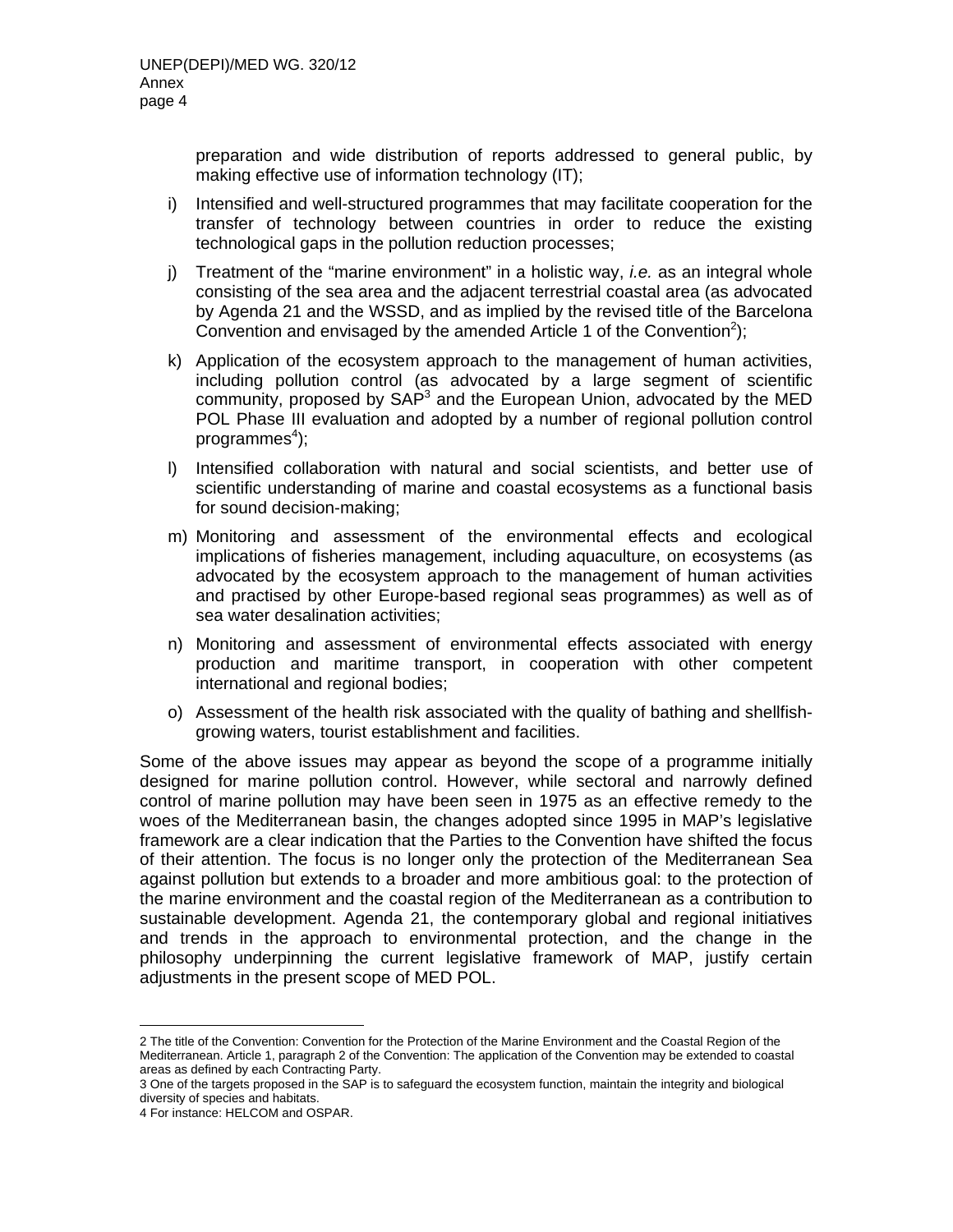preparation and wide distribution of reports addressed to general public, by making effective use of information technology (IT);

i) Intensified and well-structured programmes that may facilitate cooperation for the transfer of technology between countries in order to reduce the existing technological gaps in the pollution reduction processes;

j) Treatment of the "marine environment" in a holistic way, *i.e.* as an integral whole consisting of the sea area and the adjacent terrestrial coastal area (as advocated by Agenda 21 and the WSSD, and as implied by the revised title of the Barcelona Convention and envisaged by the amended Article 1 of the Convention[2]);

k) Application of the ecosystem approach to the management of human activities, including pollution control (as advocated by a large segment of scientific community, proposed by SAP[3] and the European Union, advocated by the MED POL Phase III evaluation and adopted by a number of regional pollution control programmes[4]);

l) Intensified collaboration with natural and social scientists, and better use of scientific understanding of marine and coastal ecosystems as a functional basis for sound decision-making;

m) Monitoring and assessment of the environmental effects and ecological implications of fisheries management, including aquaculture, on ecosystems (as advocated by the ecosystem approach to the management of human activities and practised by other Europe-based regional seas programmes) as well as of sea water desalination activities;

n) Monitoring and assessment of environmental effects associated with energy production and maritime transport, in cooperation with other competent international and regional bodies;

o) Assessment of the health risk associated with the quality of bathing and shellfish-growing waters, tourist establishment and facilities.

Some of the above issues may appear as beyond the scope of a programme initially designed for marine pollution control. However, while sectoral and narrowly defined control of marine pollution may have been seen in 1975 as an effective remedy to the woes of the Mediterranean basin, the changes adopted since 1995 in MAP's legislative framework are a clear indication that the Parties to the Convention have shifted the focus of their attention. The focus is no longer only the protection of the Mediterranean Sea against pollution but extends to a broader and more ambitious goal: to the protection of the marine environment and the coastal region of the Mediterranean as a contribution to sustainable development. Agenda 21, the contemporary global and regional initiatives and trends in the approach to environmental protection, and the change in the philosophy underpinning the current legislative framework of MAP, justify certain adjustments in the present scope of MED POL.

---

2 The title of the Convention: Convention for the Protection of the Marine Environment and the Coastal Region of the Mediterranean. Article 1, paragraph 2 of the Convention: The application of the Convention may be extended to coastal areas as defined by each Contracting Party.

3 One of the targets proposed in the SAP is to safeguard the ecosystem function, maintain the integrity and biological diversity of species and habitats.

4 For instance: HELCOM and OSPAR.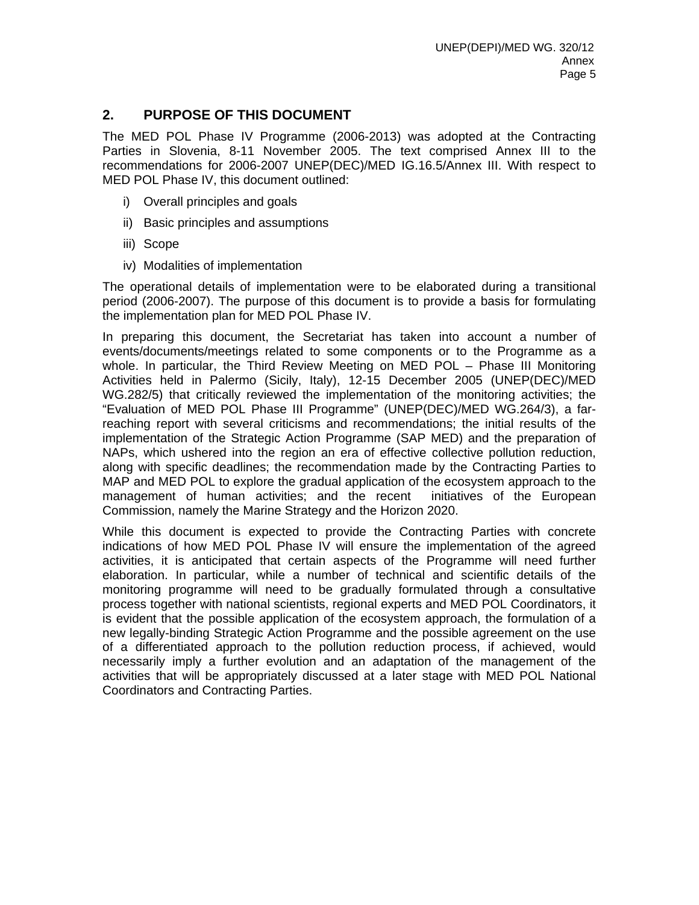## 2. PURPOSE OF THIS DOCUMENT

The MED POL Phase IV Programme (2006-2013) was adopted at the Contracting Parties in Slovenia, 8-11 November 2005. The text comprised Annex III to the recommendations for 2006-2007 UNEP(DEC)/MED IG.16.5/Annex III. With respect to MED POL Phase IV, this document outlined:

i) Overall principles and goals

ii) Basic principles and assumptions

iii) Scope

iv) Modalities of implementation

The operational details of implementation were to be elaborated during a transitional period (2006-2007). The purpose of this document is to provide a basis for formulating the implementation plan for MED POL Phase IV.

In preparing this document, the Secretariat has taken into account a number of events/documents/meetings related to some components or to the Programme as a whole. In particular, the Third Review Meeting on MED POL – Phase III Monitoring Activities held in Palermo (Sicily, Italy), 12-15 December 2005 (UNEP(DEC)/MED WG.282/5) that critically reviewed the implementation of the monitoring activities; the "Evaluation of MED POL Phase III Programme" (UNEP(DEC)/MED WG.264/3), a far-reaching report with several criticisms and recommendations; the initial results of the implementation of the Strategic Action Programme (SAP MED) and the preparation of NAPs, which ushered into the region an era of effective collective pollution reduction, along with specific deadlines; the recommendation made by the Contracting Parties to MAP and MED POL to explore the gradual application of the ecosystem approach to the management of human activities; and the recent initiatives of the European Commission, namely the Marine Strategy and the Horizon 2020.

While this document is expected to provide the Contracting Parties with concrete indications of how MED POL Phase IV will ensure the implementation of the agreed activities, it is anticipated that certain aspects of the Programme will need further elaboration. In particular, while a number of technical and scientific details of the monitoring programme will need to be gradually formulated through a consultative process together with national scientists, regional experts and MED POL Coordinators, it is evident that the possible application of the ecosystem approach, the formulation of a new legally-binding Strategic Action Programme and the possible agreement on the use of a differentiated approach to the pollution reduction process, if achieved, would necessarily imply a further evolution and an adaptation of the management of the activities that will be appropriately discussed at a later stage with MED POL National Coordinators and Contracting Parties.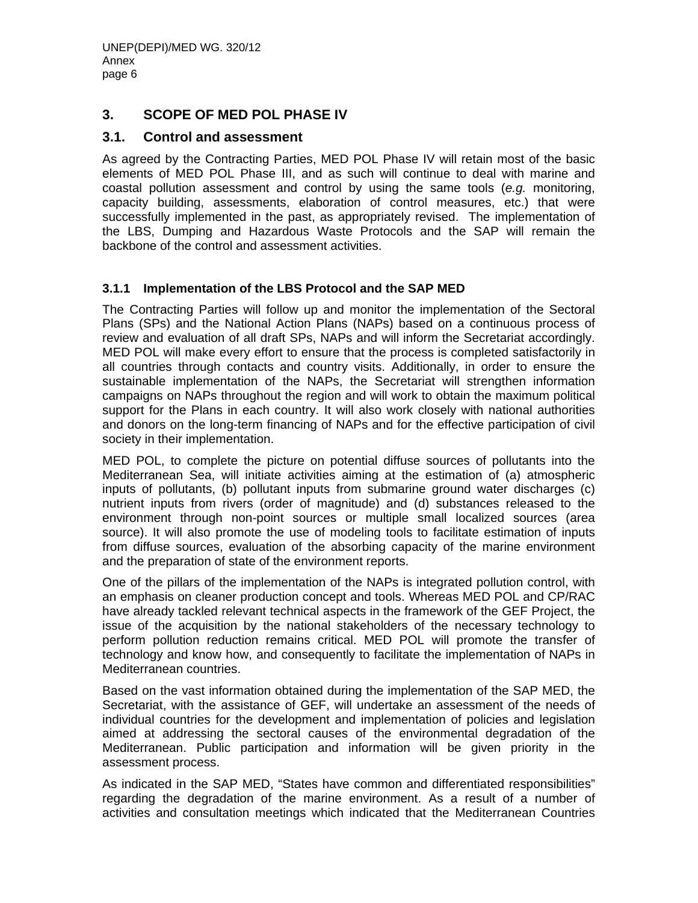## 3. SCOPE OF MED POL PHASE IV

### 3.1. Control and assessment

As agreed by the Contracting Parties, MED POL Phase IV will retain most of the basic elements of MED POL Phase III, and as such will continue to deal with marine and coastal pollution assessment and control by using the same tools (*e.g.* monitoring, capacity building, assessments, elaboration of control measures, etc.) that were successfully implemented in the past, as appropriately revised. The implementation of the LBS, Dumping and Hazardous Waste Protocols and the SAP will remain the backbone of the control and assessment activities.

#### 3.1.1 Implementation of the LBS Protocol and the SAP MED

The Contracting Parties will follow up and monitor the implementation of the Sectoral Plans (SPs) and the National Action Plans (NAPs) based on a continuous process of review and evaluation of all draft SPs, NAPs and will inform the Secretariat accordingly. MED POL will make every effort to ensure that the process is completed satisfactorily in all countries through contacts and country visits. Additionally, in order to ensure the sustainable implementation of the NAPs, the Secretariat will strengthen information campaigns on NAPs throughout the region and will work to obtain the maximum political support for the Plans in each country. It will also work closely with national authorities and donors on the long-term financing of NAPs and for the effective participation of civil society in their implementation.

MED POL, to complete the picture on potential diffuse sources of pollutants into the Mediterranean Sea, will initiate activities aiming at the estimation of (a) atmospheric inputs of pollutants, (b) pollutant inputs from submarine ground water discharges (c) nutrient inputs from rivers (order of magnitude) and (d) substances released to the environment through non-point sources or multiple small localized sources (area source). It will also promote the use of modeling tools to facilitate estimation of inputs from diffuse sources, evaluation of the absorbing capacity of the marine environment and the preparation of state of the environment reports.

One of the pillars of the implementation of the NAPs is integrated pollution control, with an emphasis on cleaner production concept and tools. Whereas MED POL and CP/RAC have already tackled relevant technical aspects in the framework of the GEF Project, the issue of the acquisition by the national stakeholders of the necessary technology to perform pollution reduction remains critical. MED POL will promote the transfer of technology and know how, and consequently to facilitate the implementation of NAPs in Mediterranean countries.

Based on the vast information obtained during the implementation of the SAP MED, the Secretariat, with the assistance of GEF, will undertake an assessment of the needs of individual countries for the development and implementation of policies and legislation aimed at addressing the sectoral causes of the environmental degradation of the Mediterranean. Public participation and information will be given priority in the assessment process.

As indicated in the SAP MED, "States have common and differentiated responsibilities" regarding the degradation of the marine environment. As a result of a number of activities and consultation meetings which indicated that the Mediterranean Countries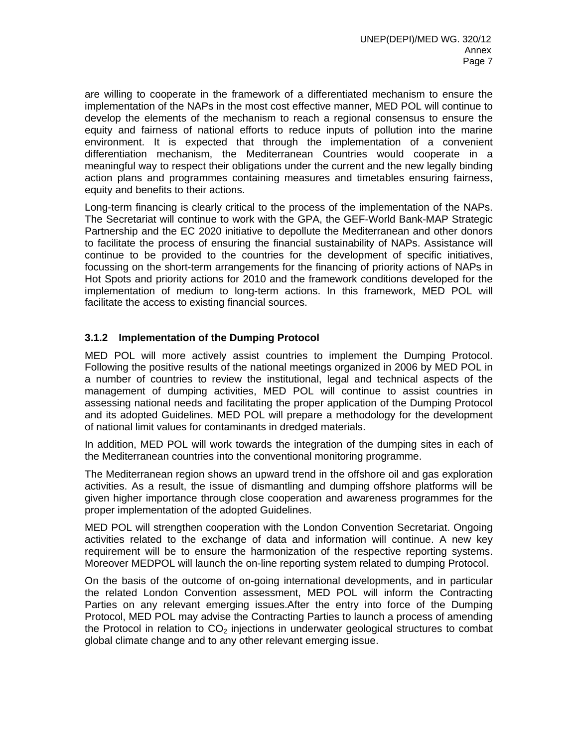are willing to cooperate in the framework of a differentiated mechanism to ensure the implementation of the NAPs in the most cost effective manner, MED POL will continue to develop the elements of the mechanism to reach a regional consensus to ensure the equity and fairness of national efforts to reduce inputs of pollution into the marine environment. It is expected that through the implementation of a convenient differentiation mechanism, the Mediterranean Countries would cooperate in a meaningful way to respect their obligations under the current and the new legally binding action plans and programmes containing measures and timetables ensuring fairness, equity and benefits to their actions.

Long-term financing is clearly critical to the process of the implementation of the NAPs. The Secretariat will continue to work with the GPA, the GEF-World Bank-MAP Strategic Partnership and the EC 2020 initiative to depollute the Mediterranean and other donors to facilitate the process of ensuring the financial sustainability of NAPs. Assistance will continue to be provided to the countries for the development of specific initiatives, focussing on the short-term arrangements for the financing of priority actions of NAPs in Hot Spots and priority actions for 2010 and the framework conditions developed for the implementation of medium to long-term actions. In this framework, MED POL will facilitate the access to existing financial sources.

### 3.1.2 Implementation of the Dumping Protocol

MED POL will more actively assist countries to implement the Dumping Protocol. Following the positive results of the national meetings organized in 2006 by MED POL in a number of countries to review the institutional, legal and technical aspects of the management of dumping activities, MED POL will continue to assist countries in assessing national needs and facilitating the proper application of the Dumping Protocol and its adopted Guidelines. MED POL will prepare a methodology for the development of national limit values for contaminants in dredged materials.

In addition, MED POL will work towards the integration of the dumping sites in each of the Mediterranean countries into the conventional monitoring programme.

The Mediterranean region shows an upward trend in the offshore oil and gas exploration activities. As a result, the issue of dismantling and dumping offshore platforms will be given higher importance through close cooperation and awareness programmes for the proper implementation of the adopted Guidelines.

MED POL will strengthen cooperation with the London Convention Secretariat. Ongoing activities related to the exchange of data and information will continue. A new key requirement will be to ensure the harmonization of the respective reporting systems. Moreover MEDPOL will launch the on-line reporting system related to dumping Protocol.

On the basis of the outcome of on-going international developments, and in particular the related London Convention assessment, MED POL will inform the Contracting Parties on any relevant emerging issues.After the entry into force of the Dumping Protocol, MED POL may advise the Contracting Parties to launch a process of amending the Protocol in relation to $CO_2$ injections in underwater geological structures to combat global climate change and to any other relevant emerging issue.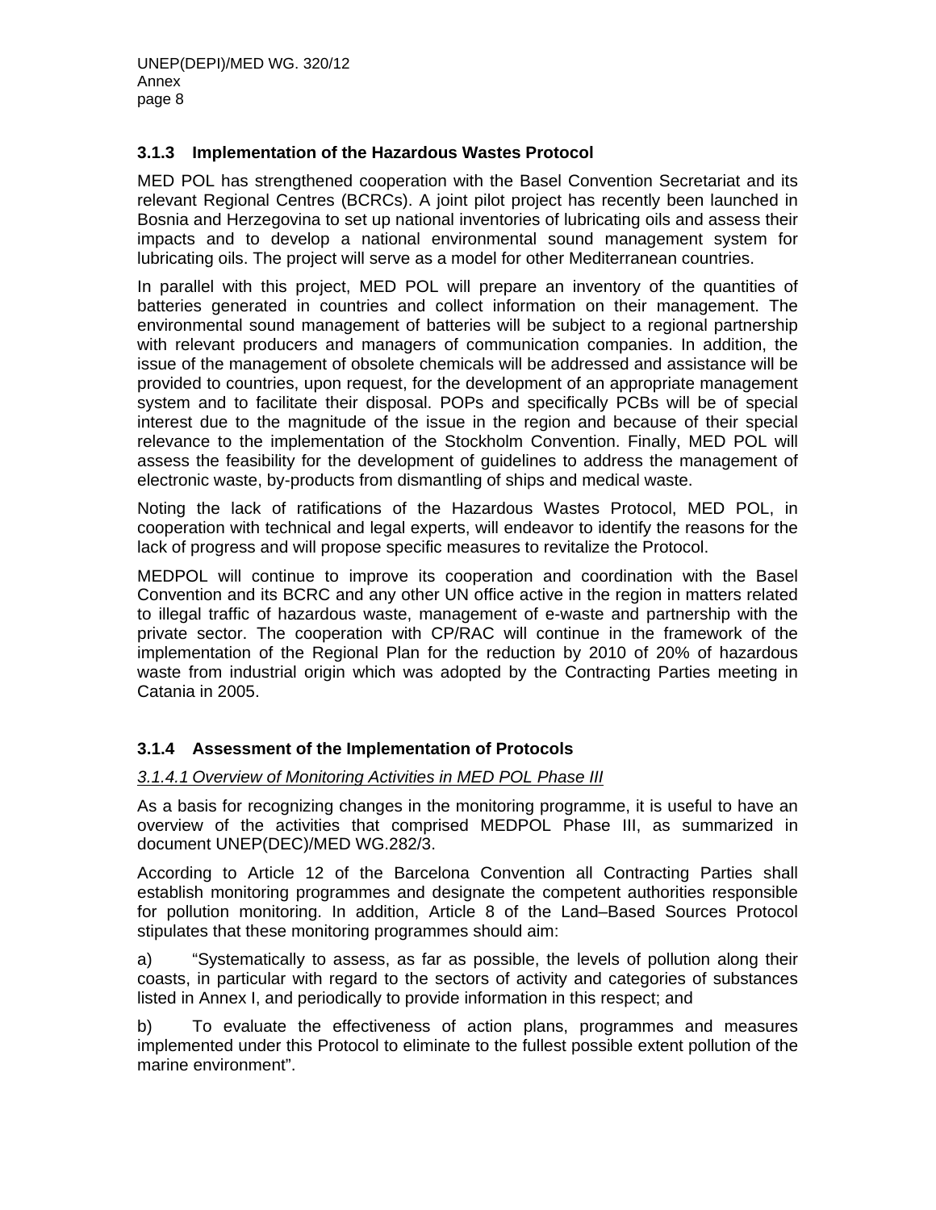### 3.1.3 Implementation of the Hazardous Wastes Protocol

MED POL has strengthened cooperation with the Basel Convention Secretariat and its relevant Regional Centres (BCRCs). A joint pilot project has recently been launched in Bosnia and Herzegovina to set up national inventories of lubricating oils and assess their impacts and to develop a national environmental sound management system for lubricating oils. The project will serve as a model for other Mediterranean countries.

In parallel with this project, MED POL will prepare an inventory of the quantities of batteries generated in countries and collect information on their management. The environmental sound management of batteries will be subject to a regional partnership with relevant producers and managers of communication companies. In addition, the issue of the management of obsolete chemicals will be addressed and assistance will be provided to countries, upon request, for the development of an appropriate management system and to facilitate their disposal. POPs and specifically PCBs will be of special interest due to the magnitude of the issue in the region and because of their special relevance to the implementation of the Stockholm Convention. Finally, MED POL will assess the feasibility for the development of guidelines to address the management of electronic waste, by-products from dismantling of ships and medical waste.

Noting the lack of ratifications of the Hazardous Wastes Protocol, MED POL, in cooperation with technical and legal experts, will endeavor to identify the reasons for the lack of progress and will propose specific measures to revitalize the Protocol.

MEDPOL will continue to improve its cooperation and coordination with the Basel Convention and its BCRC and any other UN office active in the region in matters related to illegal traffic of hazardous waste, management of e-waste and partnership with the private sector. The cooperation with CP/RAC will continue in the framework of the implementation of the Regional Plan for the reduction by 2010 of 20% of hazardous waste from industrial origin which was adopted by the Contracting Parties meeting in Catania in 2005.

### 3.1.4 Assessment of the Implementation of Protocols

*3.1.4.1 Overview of Monitoring Activities in MED POL Phase III*

As a basis for recognizing changes in the monitoring programme, it is useful to have an overview of the activities that comprised MEDPOL Phase III, as summarized in document UNEP(DEC)/MED WG.282/3.

According to Article 12 of the Barcelona Convention all Contracting Parties shall establish monitoring programmes and designate the competent authorities responsible for pollution monitoring. In addition, Article 8 of the Land–Based Sources Protocol stipulates that these monitoring programmes should aim:

a) "Systematically to assess, as far as possible, the levels of pollution along their coasts, in particular with regard to the sectors of activity and categories of substances listed in Annex I, and periodically to provide information in this respect; and

b) To evaluate the effectiveness of action plans, programmes and measures implemented under this Protocol to eliminate to the fullest possible extent pollution of the marine environment".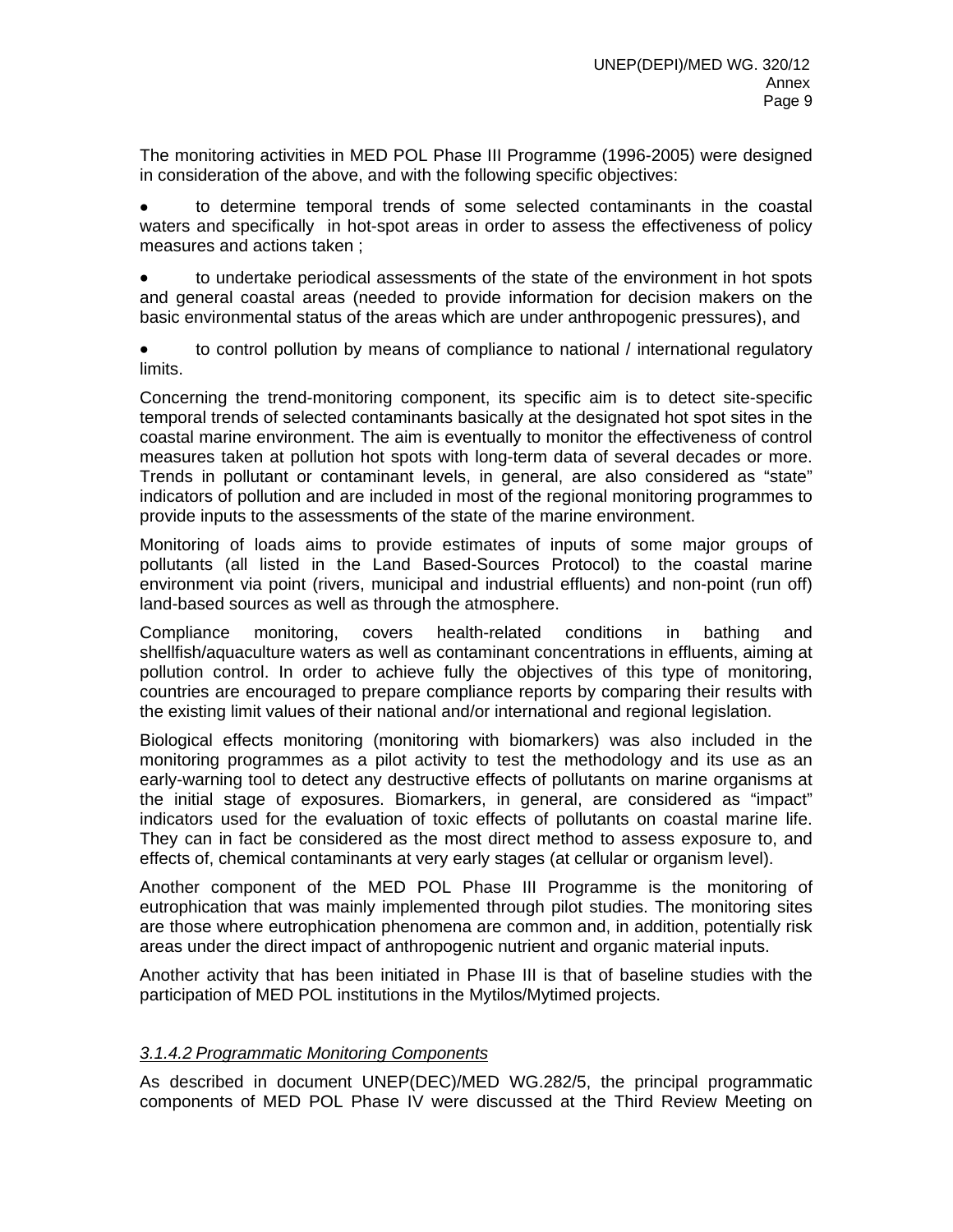The monitoring activities in MED POL Phase III Programme (1996-2005) were designed in consideration of the above, and with the following specific objectives:

- to determine temporal trends of some selected contaminants in the coastal waters and specifically in hot-spot areas in order to assess the effectiveness of policy measures and actions taken ;
- to undertake periodical assessments of the state of the environment in hot spots and general coastal areas (needed to provide information for decision makers on the basic environmental status of the areas which are under anthropogenic pressures), and
- to control pollution by means of compliance to national / international regulatory limits.

Concerning the trend-monitoring component, its specific aim is to detect site-specific temporal trends of selected contaminants basically at the designated hot spot sites in the coastal marine environment. The aim is eventually to monitor the effectiveness of control measures taken at pollution hot spots with long-term data of several decades or more. Trends in pollutant or contaminant levels, in general, are also considered as "state" indicators of pollution and are included in most of the regional monitoring programmes to provide inputs to the assessments of the state of the marine environment.

Monitoring of loads aims to provide estimates of inputs of some major groups of pollutants (all listed in the Land Based-Sources Protocol) to the coastal marine environment via point (rivers, municipal and industrial effluents) and non-point (run off) land-based sources as well as through the atmosphere.

Compliance monitoring, covers health-related conditions in bathing and shellfish/aquaculture waters as well as contaminant concentrations in effluents, aiming at pollution control. In order to achieve fully the objectives of this type of monitoring, countries are encouraged to prepare compliance reports by comparing their results with the existing limit values of their national and/or international and regional legislation.

Biological effects monitoring (monitoring with biomarkers) was also included in the monitoring programmes as a pilot activity to test the methodology and its use as an early-warning tool to detect any destructive effects of pollutants on marine organisms at the initial stage of exposures. Biomarkers, in general, are considered as "impact" indicators used for the evaluation of toxic effects of pollutants on coastal marine life. They can in fact be considered as the most direct method to assess exposure to, and effects of, chemical contaminants at very early stages (at cellular or organism level).

Another component of the MED POL Phase III Programme is the monitoring of eutrophication that was mainly implemented through pilot studies. The monitoring sites are those where eutrophication phenomena are common and, in addition, potentially risk areas under the direct impact of anthropogenic nutrient and organic material inputs.

Another activity that has been initiated in Phase III is that of baseline studies with the participation of MED POL institutions in the Mytilos/Mytimed projects.

#### *3.1.4.2 Programmatic Monitoring Components*

As described in document UNEP(DEC)/MED WG.282/5, the principal programmatic components of MED POL Phase IV were discussed at the Third Review Meeting on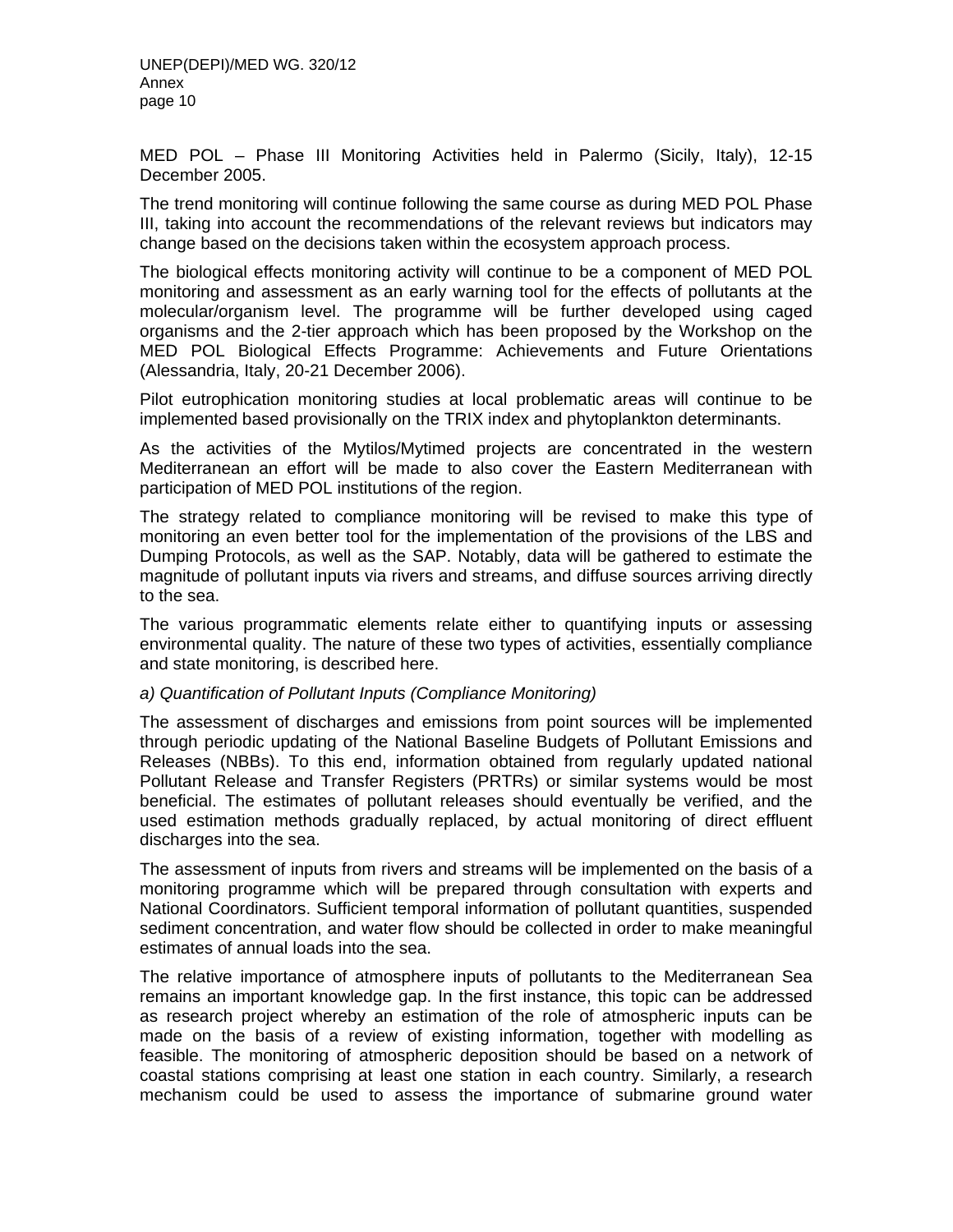MED POL – Phase III Monitoring Activities held in Palermo (Sicily, Italy), 12-15 December 2005.

The trend monitoring will continue following the same course as during MED POL Phase III, taking into account the recommendations of the relevant reviews but indicators may change based on the decisions taken within the ecosystem approach process.

The biological effects monitoring activity will continue to be a component of MED POL monitoring and assessment as an early warning tool for the effects of pollutants at the molecular/organism level. The programme will be further developed using caged organisms and the 2-tier approach which has been proposed by the Workshop on the MED POL Biological Effects Programme: Achievements and Future Orientations (Alessandria, Italy, 20-21 December 2006).

Pilot eutrophication monitoring studies at local problematic areas will continue to be implemented based provisionally on the TRIX index and phytoplankton determinants.

As the activities of the Mytilos/Mytimed projects are concentrated in the western Mediterranean an effort will be made to also cover the Eastern Mediterranean with participation of MED POL institutions of the region.

The strategy related to compliance monitoring will be revised to make this type of monitoring an even better tool for the implementation of the provisions of the LBS and Dumping Protocols, as well as the SAP. Notably, data will be gathered to estimate the magnitude of pollutant inputs via rivers and streams, and diffuse sources arriving directly to the sea.

The various programmatic elements relate either to quantifying inputs or assessing environmental quality. The nature of these two types of activities, essentially compliance and state monitoring, is described here.

*a) Quantification of Pollutant Inputs (Compliance Monitoring)*

The assessment of discharges and emissions from point sources will be implemented through periodic updating of the National Baseline Budgets of Pollutant Emissions and Releases (NBBs). To this end, information obtained from regularly updated national Pollutant Release and Transfer Registers (PRTRs) or similar systems would be most beneficial. The estimates of pollutant releases should eventually be verified, and the used estimation methods gradually replaced, by actual monitoring of direct effluent discharges into the sea.

The assessment of inputs from rivers and streams will be implemented on the basis of a monitoring programme which will be prepared through consultation with experts and National Coordinators. Sufficient temporal information of pollutant quantities, suspended sediment concentration, and water flow should be collected in order to make meaningful estimates of annual loads into the sea.

The relative importance of atmosphere inputs of pollutants to the Mediterranean Sea remains an important knowledge gap. In the first instance, this topic can be addressed as research project whereby an estimation of the role of atmospheric inputs can be made on the basis of a review of existing information, together with modelling as feasible. The monitoring of atmospheric deposition should be based on a network of coastal stations comprising at least one station in each country. Similarly, a research mechanism could be used to assess the importance of submarine ground water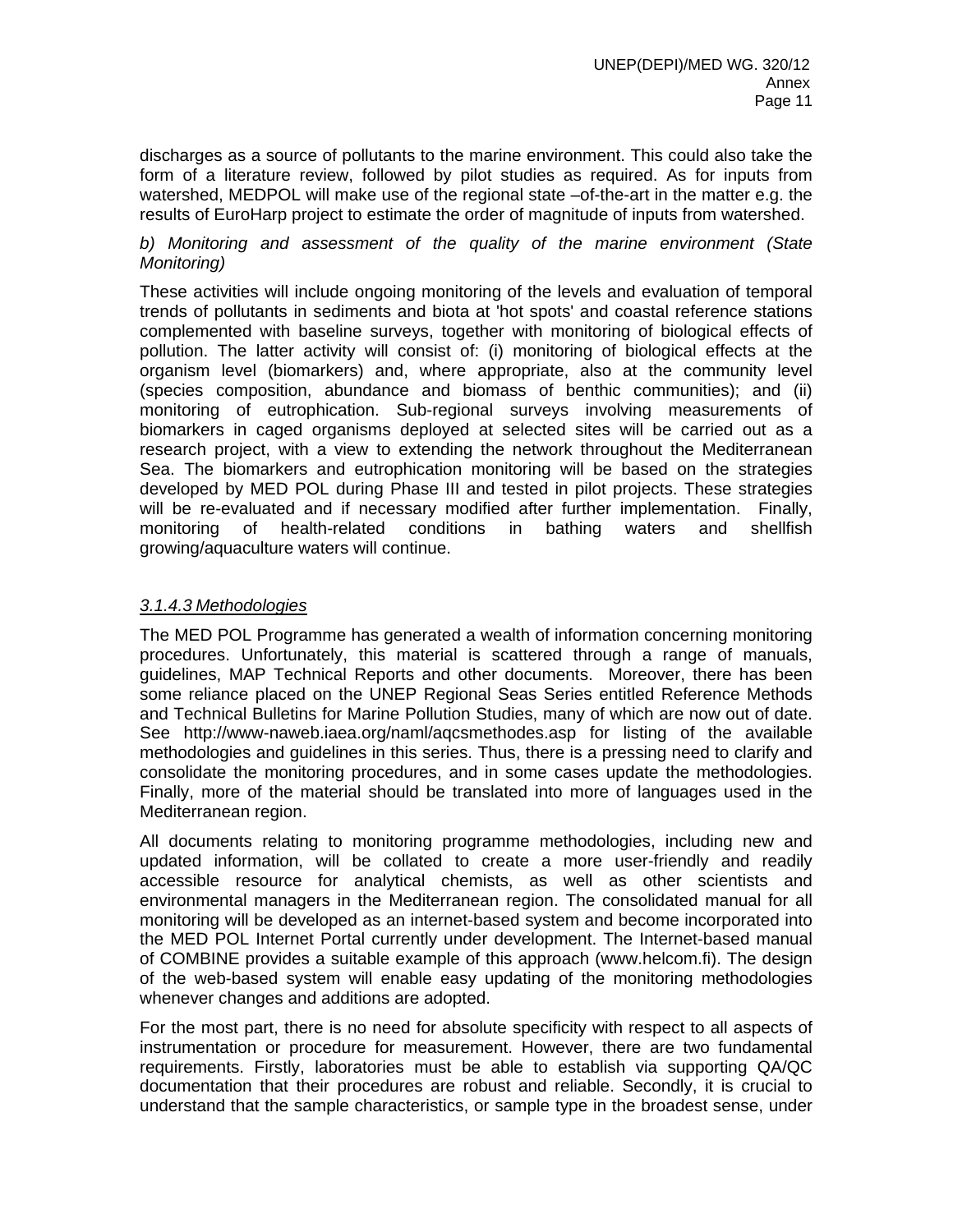discharges as a source of pollutants to the marine environment. This could also take the form of a literature review, followed by pilot studies as required. As for inputs from watershed, MEDPOL will make use of the regional state –of-the-art in the matter e.g. the results of EuroHarp project to estimate the order of magnitude of inputs from watershed.

*b) Monitoring and assessment of the quality of the marine environment (State Monitoring)*

These activities will include ongoing monitoring of the levels and evaluation of temporal trends of pollutants in sediments and biota at 'hot spots' and coastal reference stations complemented with baseline surveys, together with monitoring of biological effects of pollution. The latter activity will consist of: (i) monitoring of biological effects at the organism level (biomarkers) and, where appropriate, also at the community level (species composition, abundance and biomass of benthic communities); and (ii) monitoring of eutrophication. Sub-regional surveys involving measurements of biomarkers in caged organisms deployed at selected sites will be carried out as a research project, with a view to extending the network throughout the Mediterranean Sea. The biomarkers and eutrophication monitoring will be based on the strategies developed by MED POL during Phase III and tested in pilot projects. These strategies will be re-evaluated and if necessary modified after further implementation. Finally, monitoring of health-related conditions in bathing waters and shellfish growing/aquaculture waters will continue.

#### *3.1.4.3 Methodologies*

The MED POL Programme has generated a wealth of information concerning monitoring procedures. Unfortunately, this material is scattered through a range of manuals, guidelines, MAP Technical Reports and other documents. Moreover, there has been some reliance placed on the UNEP Regional Seas Series entitled Reference Methods and Technical Bulletins for Marine Pollution Studies, many of which are now out of date. See http://www-naweb.iaea.org/naml/aqcsmethodes.asp for listing of the available methodologies and guidelines in this series. Thus, there is a pressing need to clarify and consolidate the monitoring procedures, and in some cases update the methodologies. Finally, more of the material should be translated into more of languages used in the Mediterranean region.

All documents relating to monitoring programme methodologies, including new and updated information, will be collated to create a more user-friendly and readily accessible resource for analytical chemists, as well as other scientists and environmental managers in the Mediterranean region. The consolidated manual for all monitoring will be developed as an internet-based system and become incorporated into the MED POL Internet Portal currently under development. The Internet-based manual of COMBINE provides a suitable example of this approach (www.helcom.fi). The design of the web-based system will enable easy updating of the monitoring methodologies whenever changes and additions are adopted.

For the most part, there is no need for absolute specificity with respect to all aspects of instrumentation or procedure for measurement. However, there are two fundamental requirements. Firstly, laboratories must be able to establish via supporting QA/QC documentation that their procedures are robust and reliable. Secondly, it is crucial to understand that the sample characteristics, or sample type in the broadest sense, under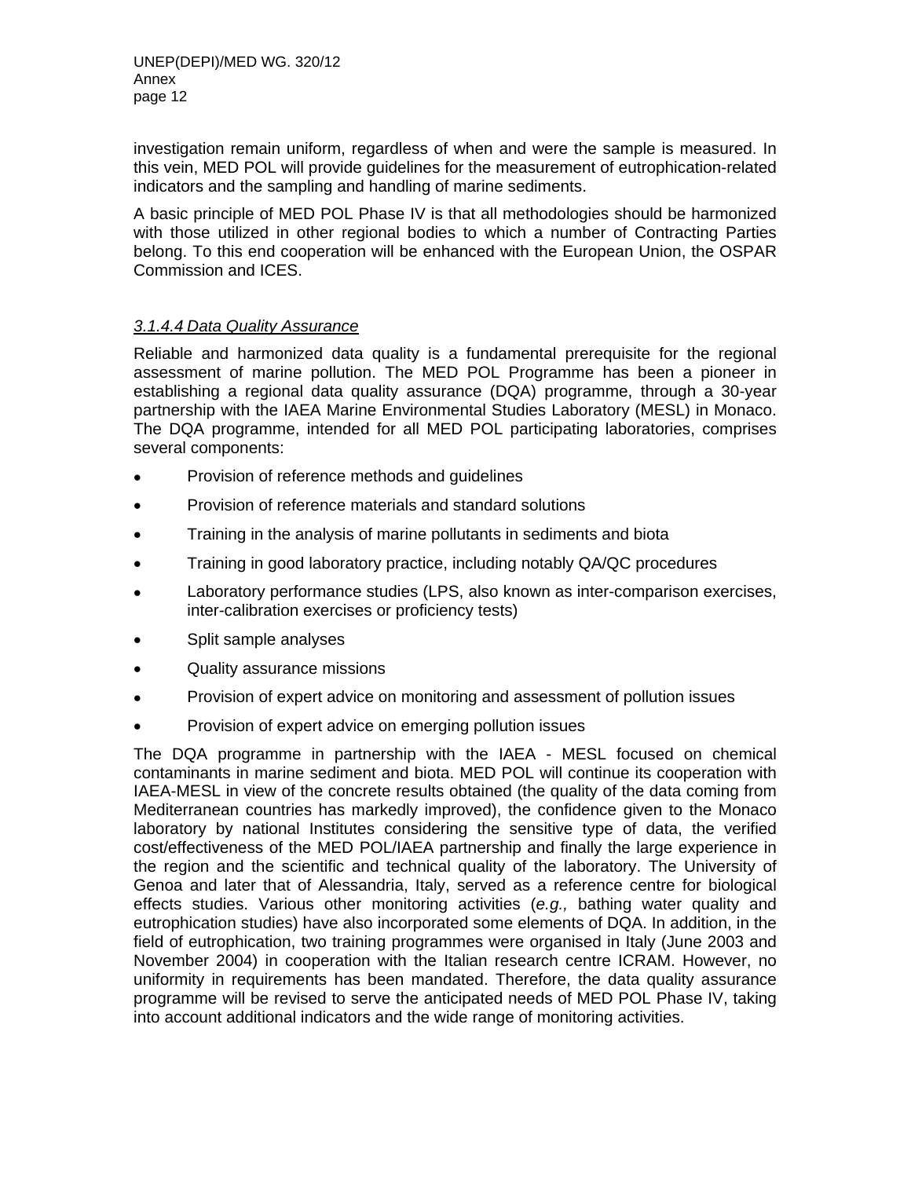investigation remain uniform, regardless of when and were the sample is measured. In this vein, MED POL will provide guidelines for the measurement of eutrophication-related indicators and the sampling and handling of marine sediments.

A basic principle of MED POL Phase IV is that all methodologies should be harmonized with those utilized in other regional bodies to which a number of Contracting Parties belong. To this end cooperation will be enhanced with the European Union, the OSPAR Commission and ICES.

#### *3.1.4.4 Data Quality Assurance*

Reliable and harmonized data quality is a fundamental prerequisite for the regional assessment of marine pollution. The MED POL Programme has been a pioneer in establishing a regional data quality assurance (DQA) programme, through a 30-year partnership with the IAEA Marine Environmental Studies Laboratory (MESL) in Monaco. The DQA programme, intended for all MED POL participating laboratories, comprises several components:

- Provision of reference methods and guidelines
- Provision of reference materials and standard solutions
- Training in the analysis of marine pollutants in sediments and biota
- Training in good laboratory practice, including notably QA/QC procedures
- Laboratory performance studies (LPS, also known as inter-comparison exercises, inter-calibration exercises or proficiency tests)
- Split sample analyses
- Quality assurance missions
- Provision of expert advice on monitoring and assessment of pollution issues
- Provision of expert advice on emerging pollution issues

The DQA programme in partnership with the IAEA - MESL focused on chemical contaminants in marine sediment and biota. MED POL will continue its cooperation with IAEA-MESL in view of the concrete results obtained (the quality of the data coming from Mediterranean countries has markedly improved), the confidence given to the Monaco laboratory by national Institutes considering the sensitive type of data, the verified cost/effectiveness of the MED POL/IAEA partnership and finally the large experience in the region and the scientific and technical quality of the laboratory. The University of Genoa and later that of Alessandria, Italy, served as a reference centre for biological effects studies. Various other monitoring activities (*e.g.,* bathing water quality and eutrophication studies) have also incorporated some elements of DQA. In addition, in the field of eutrophication, two training programmes were organised in Italy (June 2003 and November 2004) in cooperation with the Italian research centre ICRAM. However, no uniformity in requirements has been mandated. Therefore, the data quality assurance programme will be revised to serve the anticipated needs of MED POL Phase IV, taking into account additional indicators and the wide range of monitoring activities.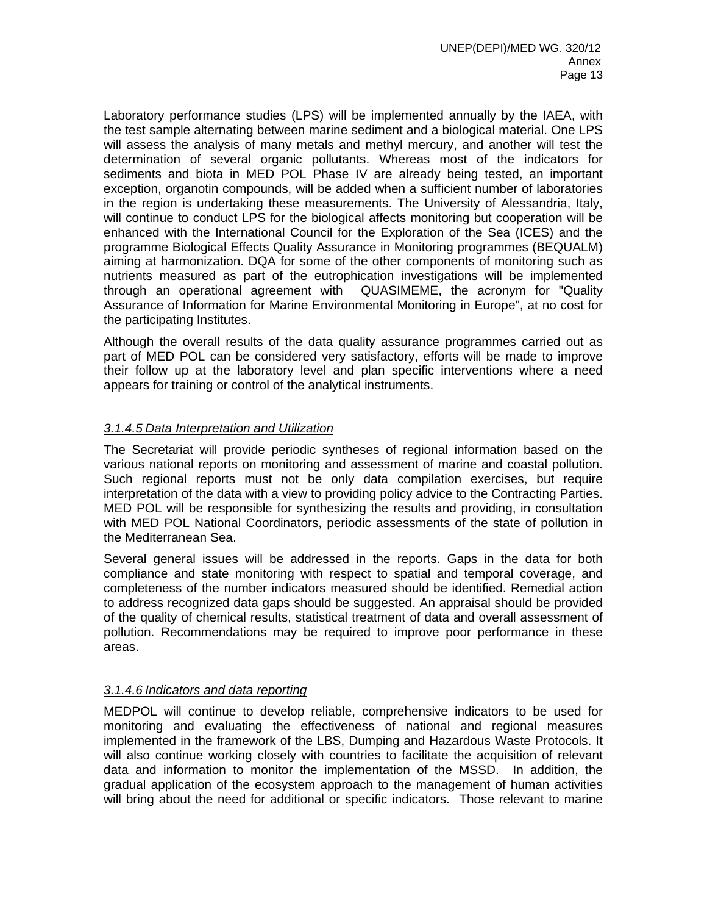Laboratory performance studies (LPS) will be implemented annually by the IAEA, with the test sample alternating between marine sediment and a biological material. One LPS will assess the analysis of many metals and methyl mercury, and another will test the determination of several organic pollutants. Whereas most of the indicators for sediments and biota in MED POL Phase IV are already being tested, an important exception, organotin compounds, will be added when a sufficient number of laboratories in the region is undertaking these measurements. The University of Alessandria, Italy, will continue to conduct LPS for the biological affects monitoring but cooperation will be enhanced with the International Council for the Exploration of the Sea (ICES) and the programme Biological Effects Quality Assurance in Monitoring programmes (BEQUALM) aiming at harmonization. DQA for some of the other components of monitoring such as nutrients measured as part of the eutrophication investigations will be implemented through an operational agreement with QUASIMEME, the acronym for "Quality Assurance of Information for Marine Environmental Monitoring in Europe", at no cost for the participating Institutes.

Although the overall results of the data quality assurance programmes carried out as part of MED POL can be considered very satisfactory, efforts will be made to improve their follow up at the laboratory level and plan specific interventions where a need appears for training or control of the analytical instruments.

### *3.1.4.5 Data Interpretation and Utilization*

The Secretariat will provide periodic syntheses of regional information based on the various national reports on monitoring and assessment of marine and coastal pollution. Such regional reports must not be only data compilation exercises, but require interpretation of the data with a view to providing policy advice to the Contracting Parties. MED POL will be responsible for synthesizing the results and providing, in consultation with MED POL National Coordinators, periodic assessments of the state of pollution in the Mediterranean Sea.

Several general issues will be addressed in the reports. Gaps in the data for both compliance and state monitoring with respect to spatial and temporal coverage, and completeness of the number indicators measured should be identified. Remedial action to address recognized data gaps should be suggested. An appraisal should be provided of the quality of chemical results, statistical treatment of data and overall assessment of pollution. Recommendations may be required to improve poor performance in these areas.

### *3.1.4.6 Indicators and data reporting*

MEDPOL will continue to develop reliable, comprehensive indicators to be used for monitoring and evaluating the effectiveness of national and regional measures implemented in the framework of the LBS, Dumping and Hazardous Waste Protocols. It will also continue working closely with countries to facilitate the acquisition of relevant data and information to monitor the implementation of the MSSD. In addition, the gradual application of the ecosystem approach to the management of human activities will bring about the need for additional or specific indicators. Those relevant to marine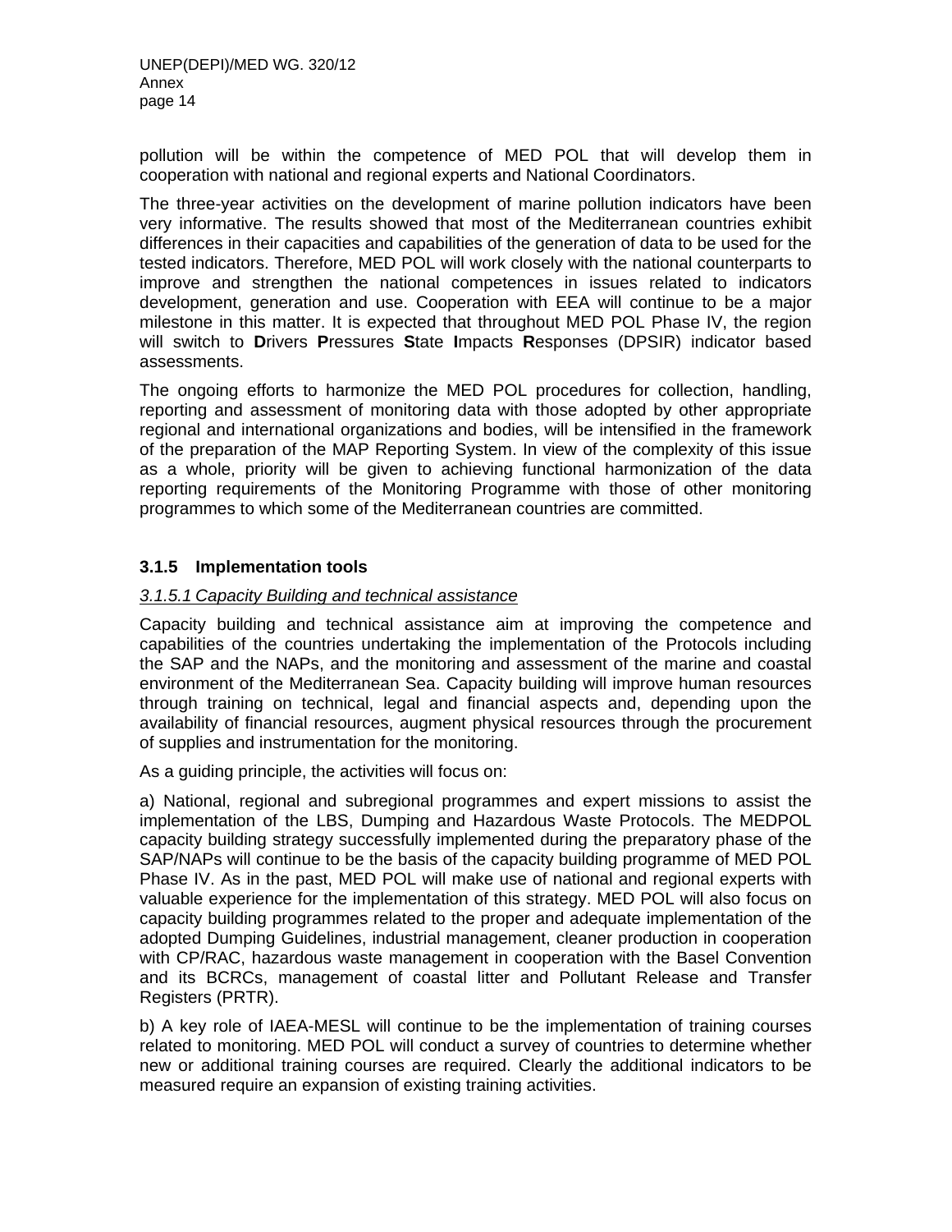pollution will be within the competence of MED POL that will develop them in cooperation with national and regional experts and National Coordinators.

The three-year activities on the development of marine pollution indicators have been very informative. The results showed that most of the Mediterranean countries exhibit differences in their capacities and capabilities of the generation of data to be used for the tested indicators. Therefore, MED POL will work closely with the national counterparts to improve and strengthen the national competences in issues related to indicators development, generation and use. Cooperation with EEA will continue to be a major milestone in this matter. It is expected that throughout MED POL Phase IV, the region will switch to **D**rivers **P**ressures **S**tate **I**mpacts **R**esponses (DPSIR) indicator based assessments.

The ongoing efforts to harmonize the MED POL procedures for collection, handling, reporting and assessment of monitoring data with those adopted by other appropriate regional and international organizations and bodies, will be intensified in the framework of the preparation of the MAP Reporting System. In view of the complexity of this issue as a whole, priority will be given to achieving functional harmonization of the data reporting requirements of the Monitoring Programme with those of other monitoring programmes to which some of the Mediterranean countries are committed.

### 3.1.5 Implementation tools

*3.1.5.1 Capacity Building and technical assistance*

Capacity building and technical assistance aim at improving the competence and capabilities of the countries undertaking the implementation of the Protocols including the SAP and the NAPs, and the monitoring and assessment of the marine and coastal environment of the Mediterranean Sea. Capacity building will improve human resources through training on technical, legal and financial aspects and, depending upon the availability of financial resources, augment physical resources through the procurement of supplies and instrumentation for the monitoring.

As a guiding principle, the activities will focus on:

a) National, regional and subregional programmes and expert missions to assist the implementation of the LBS, Dumping and Hazardous Waste Protocols. The MEDPOL capacity building strategy successfully implemented during the preparatory phase of the SAP/NAPs will continue to be the basis of the capacity building programme of MED POL Phase IV. As in the past, MED POL will make use of national and regional experts with valuable experience for the implementation of this strategy. MED POL will also focus on capacity building programmes related to the proper and adequate implementation of the adopted Dumping Guidelines, industrial management, cleaner production in cooperation with CP/RAC, hazardous waste management in cooperation with the Basel Convention and its BCRCs, management of coastal litter and Pollutant Release and Transfer Registers (PRTR).

b) A key role of IAEA-MESL will continue to be the implementation of training courses related to monitoring. MED POL will conduct a survey of countries to determine whether new or additional training courses are required. Clearly the additional indicators to be measured require an expansion of existing training activities.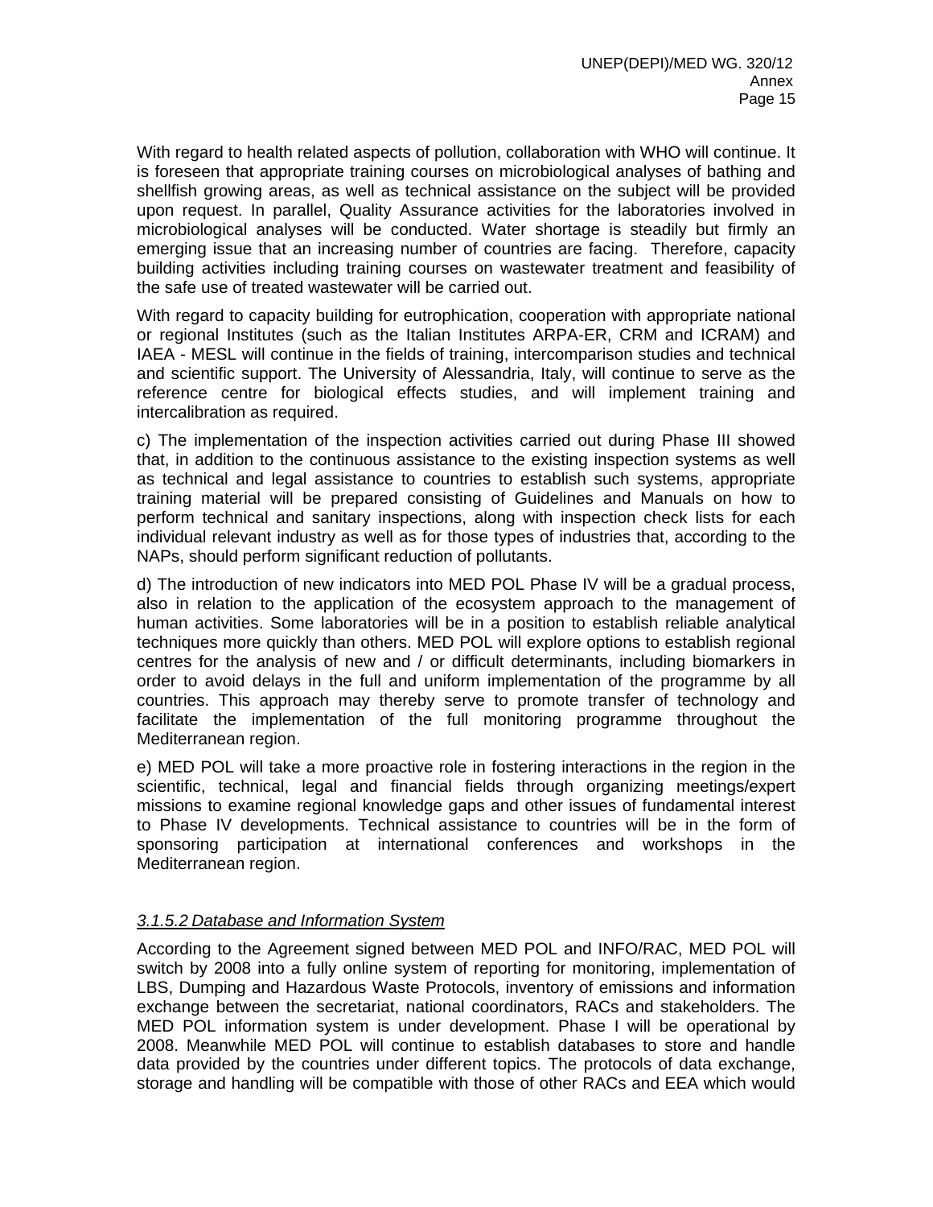With regard to health related aspects of pollution, collaboration with WHO will continue. It is foreseen that appropriate training courses on microbiological analyses of bathing and shellfish growing areas, as well as technical assistance on the subject will be provided upon request. In parallel, Quality Assurance activities for the laboratories involved in microbiological analyses will be conducted. Water shortage is steadily but firmly an emerging issue that an increasing number of countries are facing. Therefore, capacity building activities including training courses on wastewater treatment and feasibility of the safe use of treated wastewater will be carried out.

With regard to capacity building for eutrophication, cooperation with appropriate national or regional Institutes (such as the Italian Institutes ARPA-ER, CRM and ICRAM) and IAEA - MESL will continue in the fields of training, intercomparison studies and technical and scientific support. The University of Alessandria, Italy, will continue to serve as the reference centre for biological effects studies, and will implement training and intercalibration as required.

c) The implementation of the inspection activities carried out during Phase III showed that, in addition to the continuous assistance to the existing inspection systems as well as technical and legal assistance to countries to establish such systems, appropriate training material will be prepared consisting of Guidelines and Manuals on how to perform technical and sanitary inspections, along with inspection check lists for each individual relevant industry as well as for those types of industries that, according to the NAPs, should perform significant reduction of pollutants.

d) The introduction of new indicators into MED POL Phase IV will be a gradual process, also in relation to the application of the ecosystem approach to the management of human activities. Some laboratories will be in a position to establish reliable analytical techniques more quickly than others. MED POL will explore options to establish regional centres for the analysis of new and / or difficult determinants, including biomarkers in order to avoid delays in the full and uniform implementation of the programme by all countries. This approach may thereby serve to promote transfer of technology and facilitate the implementation of the full monitoring programme throughout the Mediterranean region.

e) MED POL will take a more proactive role in fostering interactions in the region in the scientific, technical, legal and financial fields through organizing meetings/expert missions to examine regional knowledge gaps and other issues of fundamental interest to Phase IV developments. Technical assistance to countries will be in the form of sponsoring participation at international conferences and workshops in the Mediterranean region.

#### *3.1.5.2 Database and Information System*

According to the Agreement signed between MED POL and INFO/RAC, MED POL will switch by 2008 into a fully online system of reporting for monitoring, implementation of LBS, Dumping and Hazardous Waste Protocols, inventory of emissions and information exchange between the secretariat, national coordinators, RACs and stakeholders. The MED POL information system is under development. Phase I will be operational by 2008. Meanwhile MED POL will continue to establish databases to store and handle data provided by the countries under different topics. The protocols of data exchange, storage and handling will be compatible with those of other RACs and EEA which would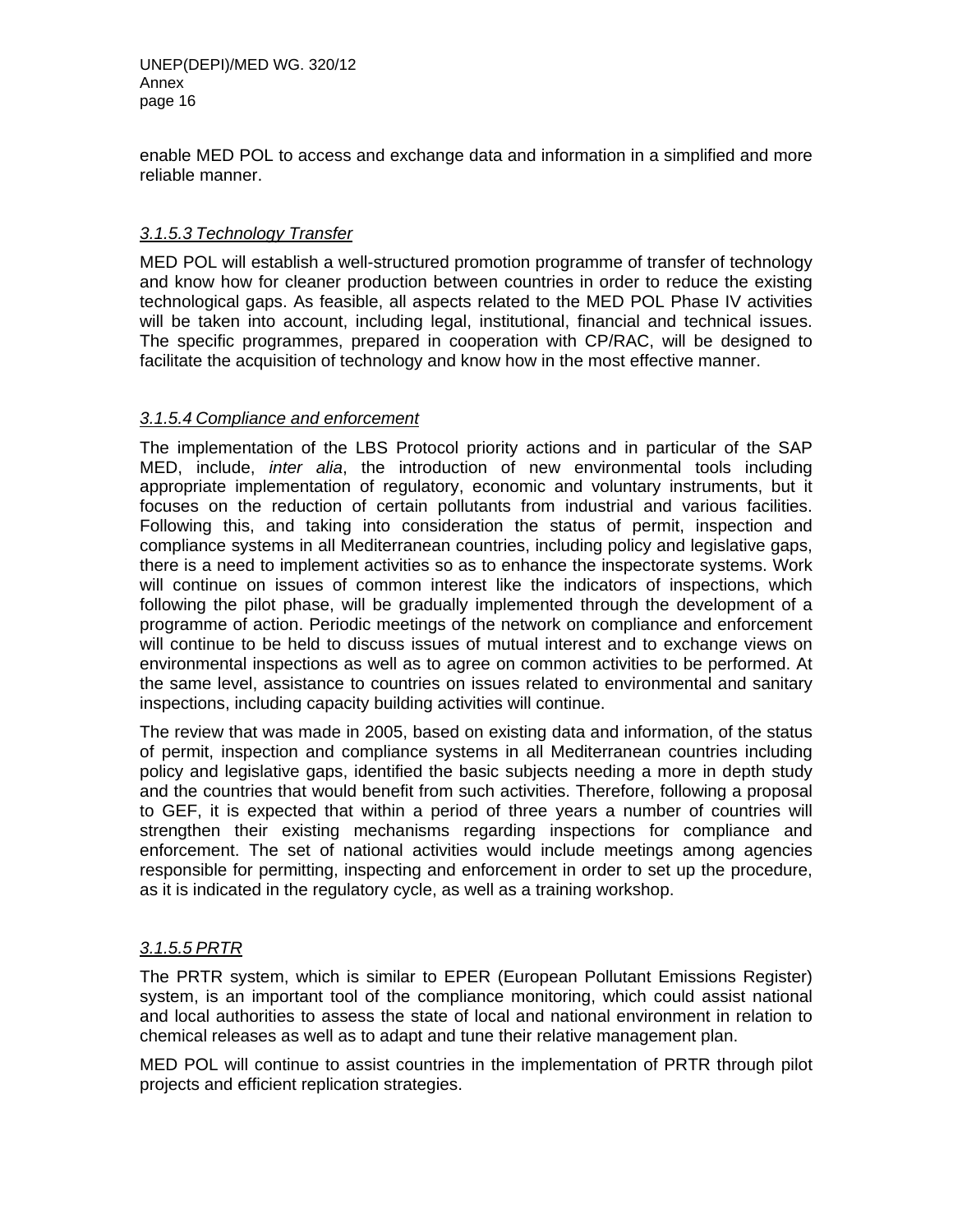enable MED POL to access and exchange data and information in a simplified and more reliable manner.

#### *3.1.5.3 Technology Transfer*

MED POL will establish a well-structured promotion programme of transfer of technology and know how for cleaner production between countries in order to reduce the existing technological gaps. As feasible, all aspects related to the MED POL Phase IV activities will be taken into account, including legal, institutional, financial and technical issues. The specific programmes, prepared in cooperation with CP/RAC, will be designed to facilitate the acquisition of technology and know how in the most effective manner.

#### *3.1.5.4 Compliance and enforcement*

The implementation of the LBS Protocol priority actions and in particular of the SAP MED, include, *inter alia*, the introduction of new environmental tools including appropriate implementation of regulatory, economic and voluntary instruments, but it focuses on the reduction of certain pollutants from industrial and various facilities. Following this, and taking into consideration the status of permit, inspection and compliance systems in all Mediterranean countries, including policy and legislative gaps, there is a need to implement activities so as to enhance the inspectorate systems. Work will continue on issues of common interest like the indicators of inspections, which following the pilot phase, will be gradually implemented through the development of a programme of action. Periodic meetings of the network on compliance and enforcement will continue to be held to discuss issues of mutual interest and to exchange views on environmental inspections as well as to agree on common activities to be performed. At the same level, assistance to countries on issues related to environmental and sanitary inspections, including capacity building activities will continue.

The review that was made in 2005, based on existing data and information, of the status of permit, inspection and compliance systems in all Mediterranean countries including policy and legislative gaps, identified the basic subjects needing a more in depth study and the countries that would benefit from such activities. Therefore, following a proposal to GEF, it is expected that within a period of three years a number of countries will strengthen their existing mechanisms regarding inspections for compliance and enforcement. The set of national activities would include meetings among agencies responsible for permitting, inspecting and enforcement in order to set up the procedure, as it is indicated in the regulatory cycle, as well as a training workshop.

#### *3.1.5.5 PRTR*

The PRTR system, which is similar to EPER (European Pollutant Emissions Register) system, is an important tool of the compliance monitoring, which could assist national and local authorities to assess the state of local and national environment in relation to chemical releases as well as to adapt and tune their relative management plan.

MED POL will continue to assist countries in the implementation of PRTR through pilot projects and efficient replication strategies.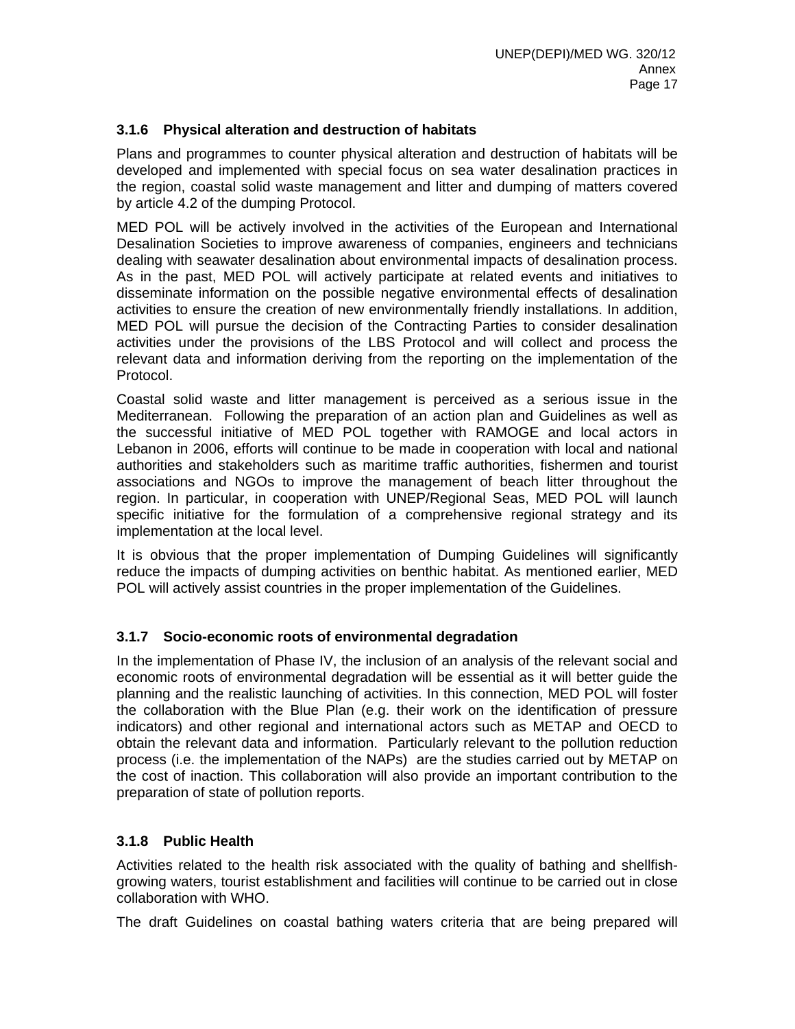### 3.1.6 Physical alteration and destruction of habitats

Plans and programmes to counter physical alteration and destruction of habitats will be developed and implemented with special focus on sea water desalination practices in the region, coastal solid waste management and litter and dumping of matters covered by article 4.2 of the dumping Protocol.

MED POL will be actively involved in the activities of the European and International Desalination Societies to improve awareness of companies, engineers and technicians dealing with seawater desalination about environmental impacts of desalination process. As in the past, MED POL will actively participate at related events and initiatives to disseminate information on the possible negative environmental effects of desalination activities to ensure the creation of new environmentally friendly installations. In addition, MED POL will pursue the decision of the Contracting Parties to consider desalination activities under the provisions of the LBS Protocol and will collect and process the relevant data and information deriving from the reporting on the implementation of the Protocol.

Coastal solid waste and litter management is perceived as a serious issue in the Mediterranean. Following the preparation of an action plan and Guidelines as well as the successful initiative of MED POL together with RAMOGE and local actors in Lebanon in 2006, efforts will continue to be made in cooperation with local and national authorities and stakeholders such as maritime traffic authorities, fishermen and tourist associations and NGOs to improve the management of beach litter throughout the region. In particular, in cooperation with UNEP/Regional Seas, MED POL will launch specific initiative for the formulation of a comprehensive regional strategy and its implementation at the local level.

It is obvious that the proper implementation of Dumping Guidelines will significantly reduce the impacts of dumping activities on benthic habitat. As mentioned earlier, MED POL will actively assist countries in the proper implementation of the Guidelines.

### 3.1.7 Socio-economic roots of environmental degradation

In the implementation of Phase IV, the inclusion of an analysis of the relevant social and economic roots of environmental degradation will be essential as it will better guide the planning and the realistic launching of activities. In this connection, MED POL will foster the collaboration with the Blue Plan (e.g. their work on the identification of pressure indicators) and other regional and international actors such as METAP and OECD to obtain the relevant data and information. Particularly relevant to the pollution reduction process (i.e. the implementation of the NAPs) are the studies carried out by METAP on the cost of inaction. This collaboration will also provide an important contribution to the preparation of state of pollution reports.

### 3.1.8 Public Health

Activities related to the health risk associated with the quality of bathing and shellfish-growing waters, tourist establishment and facilities will continue to be carried out in close collaboration with WHO.

The draft Guidelines on coastal bathing waters criteria that are being prepared will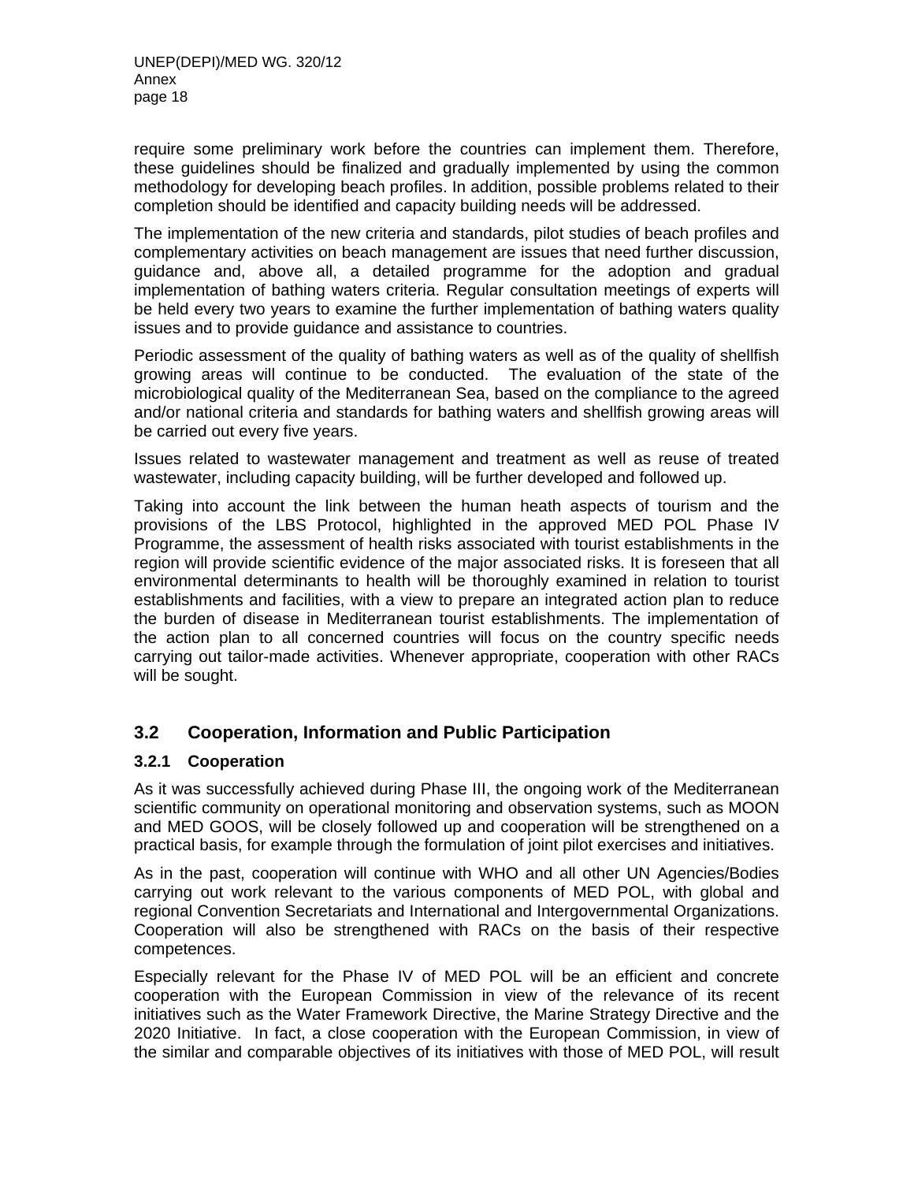require some preliminary work before the countries can implement them. Therefore, these guidelines should be finalized and gradually implemented by using the common methodology for developing beach profiles. In addition, possible problems related to their completion should be identified and capacity building needs will be addressed.

The implementation of the new criteria and standards, pilot studies of beach profiles and complementary activities on beach management are issues that need further discussion, guidance and, above all, a detailed programme for the adoption and gradual implementation of bathing waters criteria. Regular consultation meetings of experts will be held every two years to examine the further implementation of bathing waters quality issues and to provide guidance and assistance to countries.

Periodic assessment of the quality of bathing waters as well as of the quality of shellfish growing areas will continue to be conducted. The evaluation of the state of the microbiological quality of the Mediterranean Sea, based on the compliance to the agreed and/or national criteria and standards for bathing waters and shellfish growing areas will be carried out every five years.

Issues related to wastewater management and treatment as well as reuse of treated wastewater, including capacity building, will be further developed and followed up.

Taking into account the link between the human heath aspects of tourism and the provisions of the LBS Protocol, highlighted in the approved MED POL Phase IV Programme, the assessment of health risks associated with tourist establishments in the region will provide scientific evidence of the major associated risks. It is foreseen that all environmental determinants to health will be thoroughly examined in relation to tourist establishments and facilities, with a view to prepare an integrated action plan to reduce the burden of disease in Mediterranean tourist establishments. The implementation of the action plan to all concerned countries will focus on the country specific needs carrying out tailor-made activities. Whenever appropriate, cooperation with other RACs will be sought.

## 3.2 Cooperation, Information and Public Participation

### 3.2.1 Cooperation

As it was successfully achieved during Phase III, the ongoing work of the Mediterranean scientific community on operational monitoring and observation systems, such as MOON and MED GOOS, will be closely followed up and cooperation will be strengthened on a practical basis, for example through the formulation of joint pilot exercises and initiatives.

As in the past, cooperation will continue with WHO and all other UN Agencies/Bodies carrying out work relevant to the various components of MED POL, with global and regional Convention Secretariats and International and Intergovernmental Organizations. Cooperation will also be strengthened with RACs on the basis of their respective competences.

Especially relevant for the Phase IV of MED POL will be an efficient and concrete cooperation with the European Commission in view of the relevance of its recent initiatives such as the Water Framework Directive, the Marine Strategy Directive and the 2020 Initiative. In fact, a close cooperation with the European Commission, in view of the similar and comparable objectives of its initiatives with those of MED POL, will result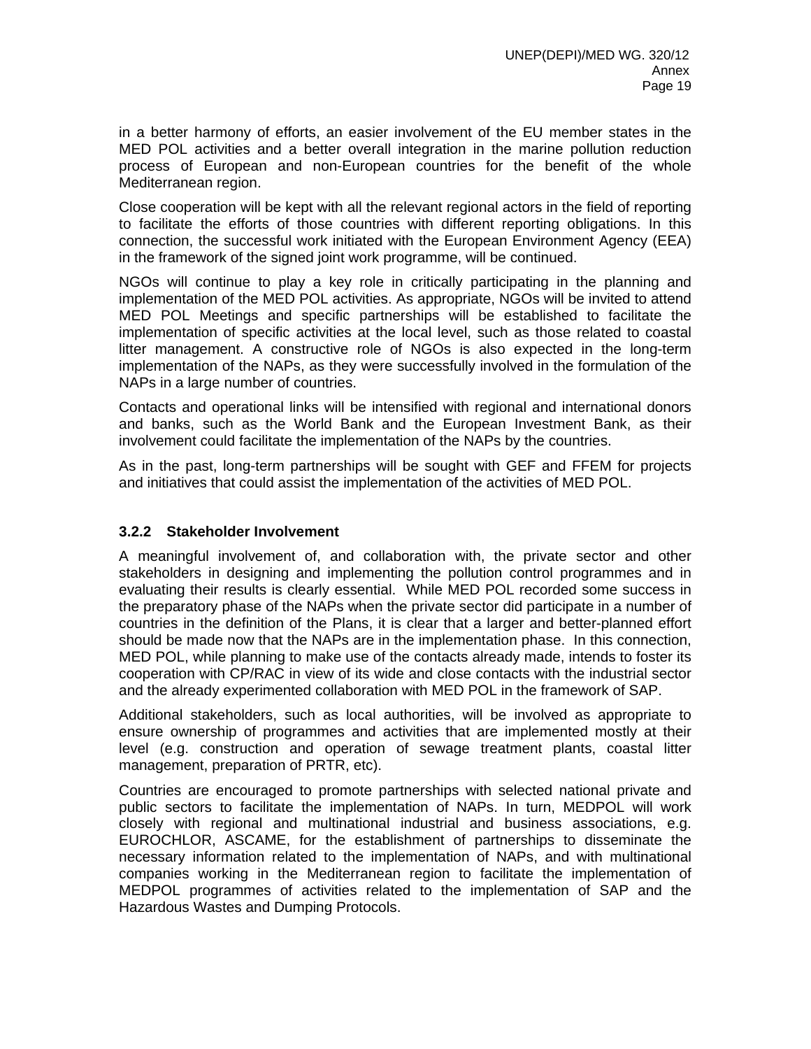in a better harmony of efforts, an easier involvement of the EU member states in the MED POL activities and a better overall integration in the marine pollution reduction process of European and non-European countries for the benefit of the whole Mediterranean region.

Close cooperation will be kept with all the relevant regional actors in the field of reporting to facilitate the efforts of those countries with different reporting obligations. In this connection, the successful work initiated with the European Environment Agency (EEA) in the framework of the signed joint work programme, will be continued.

NGOs will continue to play a key role in critically participating in the planning and implementation of the MED POL activities. As appropriate, NGOs will be invited to attend MED POL Meetings and specific partnerships will be established to facilitate the implementation of specific activities at the local level, such as those related to coastal litter management. A constructive role of NGOs is also expected in the long-term implementation of the NAPs, as they were successfully involved in the formulation of the NAPs in a large number of countries.

Contacts and operational links will be intensified with regional and international donors and banks, such as the World Bank and the European Investment Bank, as their involvement could facilitate the implementation of the NAPs by the countries.

As in the past, long-term partnerships will be sought with GEF and FFEM for projects and initiatives that could assist the implementation of the activities of MED POL.

### 3.2.2 Stakeholder Involvement

A meaningful involvement of, and collaboration with, the private sector and other stakeholders in designing and implementing the pollution control programmes and in evaluating their results is clearly essential. While MED POL recorded some success in the preparatory phase of the NAPs when the private sector did participate in a number of countries in the definition of the Plans, it is clear that a larger and better-planned effort should be made now that the NAPs are in the implementation phase. In this connection, MED POL, while planning to make use of the contacts already made, intends to foster its cooperation with CP/RAC in view of its wide and close contacts with the industrial sector and the already experimented collaboration with MED POL in the framework of SAP.

Additional stakeholders, such as local authorities, will be involved as appropriate to ensure ownership of programmes and activities that are implemented mostly at their level (e.g. construction and operation of sewage treatment plants, coastal litter management, preparation of PRTR, etc).

Countries are encouraged to promote partnerships with selected national private and public sectors to facilitate the implementation of NAPs. In turn, MEDPOL will work closely with regional and multinational industrial and business associations, e.g. EUROCHLOR, ASCAME, for the establishment of partnerships to disseminate the necessary information related to the implementation of NAPs, and with multinational companies working in the Mediterranean region to facilitate the implementation of MEDPOL programmes of activities related to the implementation of SAP and the Hazardous Wastes and Dumping Protocols.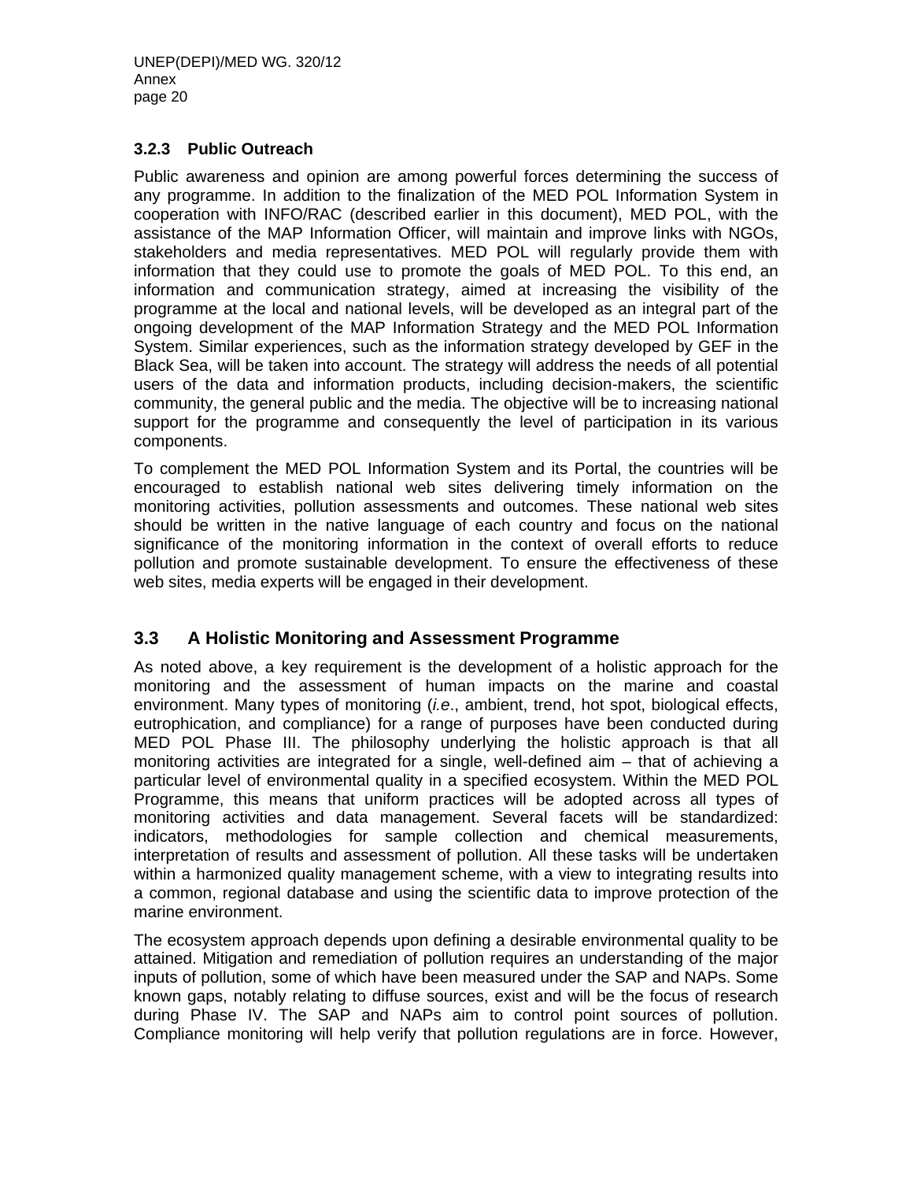### 3.2.3 Public Outreach

Public awareness and opinion are among powerful forces determining the success of any programme. In addition to the finalization of the MED POL Information System in cooperation with INFO/RAC (described earlier in this document), MED POL, with the assistance of the MAP Information Officer, will maintain and improve links with NGOs, stakeholders and media representatives. MED POL will regularly provide them with information that they could use to promote the goals of MED POL. To this end, an information and communication strategy, aimed at increasing the visibility of the programme at the local and national levels, will be developed as an integral part of the ongoing development of the MAP Information Strategy and the MED POL Information System. Similar experiences, such as the information strategy developed by GEF in the Black Sea, will be taken into account. The strategy will address the needs of all potential users of the data and information products, including decision-makers, the scientific community, the general public and the media. The objective will be to increasing national support for the programme and consequently the level of participation in its various components.

To complement the MED POL Information System and its Portal, the countries will be encouraged to establish national web sites delivering timely information on the monitoring activities, pollution assessments and outcomes. These national web sites should be written in the native language of each country and focus on the national significance of the monitoring information in the context of overall efforts to reduce pollution and promote sustainable development. To ensure the effectiveness of these web sites, media experts will be engaged in their development.

## 3.3 A Holistic Monitoring and Assessment Programme

As noted above, a key requirement is the development of a holistic approach for the monitoring and the assessment of human impacts on the marine and coastal environment. Many types of monitoring (*i.e*., ambient, trend, hot spot, biological effects, eutrophication, and compliance) for a range of purposes have been conducted during MED POL Phase III. The philosophy underlying the holistic approach is that all monitoring activities are integrated for a single, well-defined aim – that of achieving a particular level of environmental quality in a specified ecosystem. Within the MED POL Programme, this means that uniform practices will be adopted across all types of monitoring activities and data management. Several facets will be standardized: indicators, methodologies for sample collection and chemical measurements, interpretation of results and assessment of pollution. All these tasks will be undertaken within a harmonized quality management scheme, with a view to integrating results into a common, regional database and using the scientific data to improve protection of the marine environment.

The ecosystem approach depends upon defining a desirable environmental quality to be attained. Mitigation and remediation of pollution requires an understanding of the major inputs of pollution, some of which have been measured under the SAP and NAPs. Some known gaps, notably relating to diffuse sources, exist and will be the focus of research during Phase IV. The SAP and NAPs aim to control point sources of pollution. Compliance monitoring will help verify that pollution regulations are in force. However,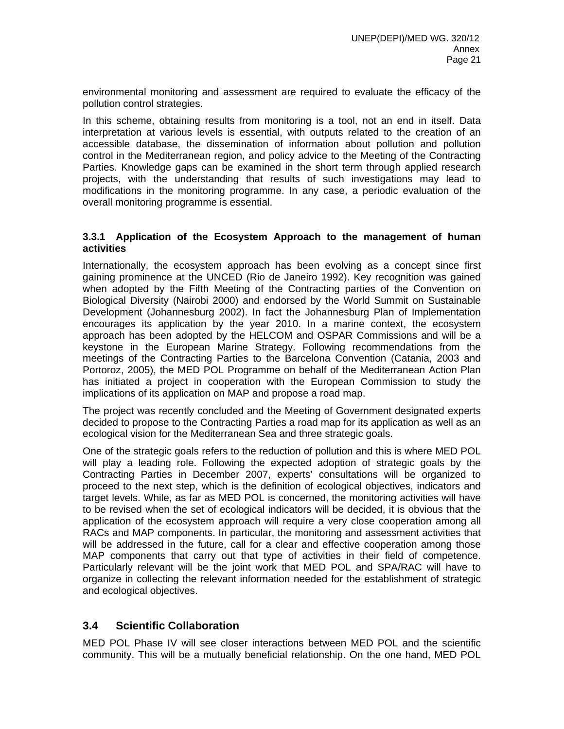environmental monitoring and assessment are required to evaluate the efficacy of the pollution control strategies.

In this scheme, obtaining results from monitoring is a tool, not an end in itself. Data interpretation at various levels is essential, with outputs related to the creation of an accessible database, the dissemination of information about pollution and pollution control in the Mediterranean region, and policy advice to the Meeting of the Contracting Parties. Knowledge gaps can be examined in the short term through applied research projects, with the understanding that results of such investigations may lead to modifications in the monitoring programme. In any case, a periodic evaluation of the overall monitoring programme is essential.

#### 3.3.1 Application of the Ecosystem Approach to the management of human activities

Internationally, the ecosystem approach has been evolving as a concept since first gaining prominence at the UNCED (Rio de Janeiro 1992). Key recognition was gained when adopted by the Fifth Meeting of the Contracting parties of the Convention on Biological Diversity (Nairobi 2000) and endorsed by the World Summit on Sustainable Development (Johannesburg 2002). In fact the Johannesburg Plan of Implementation encourages its application by the year 2010. In a marine context, the ecosystem approach has been adopted by the HELCOM and OSPAR Commissions and will be a keystone in the European Marine Strategy. Following recommendations from the meetings of the Contracting Parties to the Barcelona Convention (Catania, 2003 and Portoroz, 2005), the MED POL Programme on behalf of the Mediterranean Action Plan has initiated a project in cooperation with the European Commission to study the implications of its application on MAP and propose a road map.

The project was recently concluded and the Meeting of Government designated experts decided to propose to the Contracting Parties a road map for its application as well as an ecological vision for the Mediterranean Sea and three strategic goals.

One of the strategic goals refers to the reduction of pollution and this is where MED POL will play a leading role. Following the expected adoption of strategic goals by the Contracting Parties in December 2007, experts' consultations will be organized to proceed to the next step, which is the definition of ecological objectives, indicators and target levels. While, as far as MED POL is concerned, the monitoring activities will have to be revised when the set of ecological indicators will be decided, it is obvious that the application of the ecosystem approach will require a very close cooperation among all RACs and MAP components. In particular, the monitoring and assessment activities that will be addressed in the future, call for a clear and effective cooperation among those MAP components that carry out that type of activities in their field of competence. Particularly relevant will be the joint work that MED POL and SPA/RAC will have to organize in collecting the relevant information needed for the establishment of strategic and ecological objectives.

## 3.4 Scientific Collaboration

MED POL Phase IV will see closer interactions between MED POL and the scientific community. This will be a mutually beneficial relationship. On the one hand, MED POL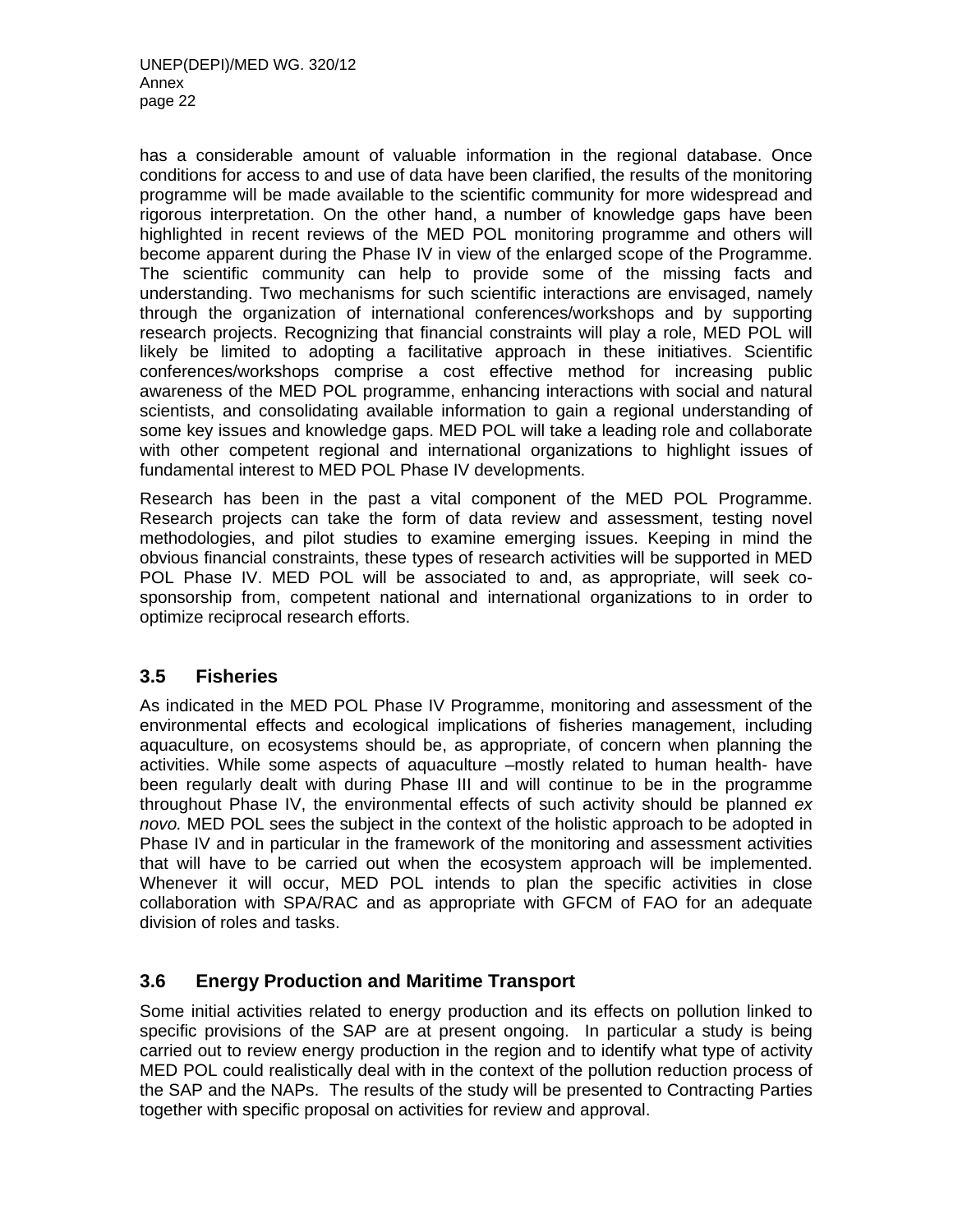has a considerable amount of valuable information in the regional database. Once conditions for access to and use of data have been clarified, the results of the monitoring programme will be made available to the scientific community for more widespread and rigorous interpretation. On the other hand, a number of knowledge gaps have been highlighted in recent reviews of the MED POL monitoring programme and others will become apparent during the Phase IV in view of the enlarged scope of the Programme. The scientific community can help to provide some of the missing facts and understanding. Two mechanisms for such scientific interactions are envisaged, namely through the organization of international conferences/workshops and by supporting research projects. Recognizing that financial constraints will play a role, MED POL will likely be limited to adopting a facilitative approach in these initiatives. Scientific conferences/workshops comprise a cost effective method for increasing public awareness of the MED POL programme, enhancing interactions with social and natural scientists, and consolidating available information to gain a regional understanding of some key issues and knowledge gaps. MED POL will take a leading role and collaborate with other competent regional and international organizations to highlight issues of fundamental interest to MED POL Phase IV developments.

Research has been in the past a vital component of the MED POL Programme. Research projects can take the form of data review and assessment, testing novel methodologies, and pilot studies to examine emerging issues. Keeping in mind the obvious financial constraints, these types of research activities will be supported in MED POL Phase IV. MED POL will be associated to and, as appropriate, will seek co-sponsorship from, competent national and international organizations to in order to optimize reciprocal research efforts.

### 3.5 Fisheries

As indicated in the MED POL Phase IV Programme, monitoring and assessment of the environmental effects and ecological implications of fisheries management, including aquaculture, on ecosystems should be, as appropriate, of concern when planning the activities. While some aspects of aquaculture –mostly related to human health- have been regularly dealt with during Phase III and will continue to be in the programme throughout Phase IV, the environmental effects of such activity should be planned *ex novo.* MED POL sees the subject in the context of the holistic approach to be adopted in Phase IV and in particular in the framework of the monitoring and assessment activities that will have to be carried out when the ecosystem approach will be implemented. Whenever it will occur, MED POL intends to plan the specific activities in close collaboration with SPA/RAC and as appropriate with GFCM of FAO for an adequate division of roles and tasks.

### 3.6 Energy Production and Maritime Transport

Some initial activities related to energy production and its effects on pollution linked to specific provisions of the SAP are at present ongoing. In particular a study is being carried out to review energy production in the region and to identify what type of activity MED POL could realistically deal with in the context of the pollution reduction process of the SAP and the NAPs. The results of the study will be presented to Contracting Parties together with specific proposal on activities for review and approval.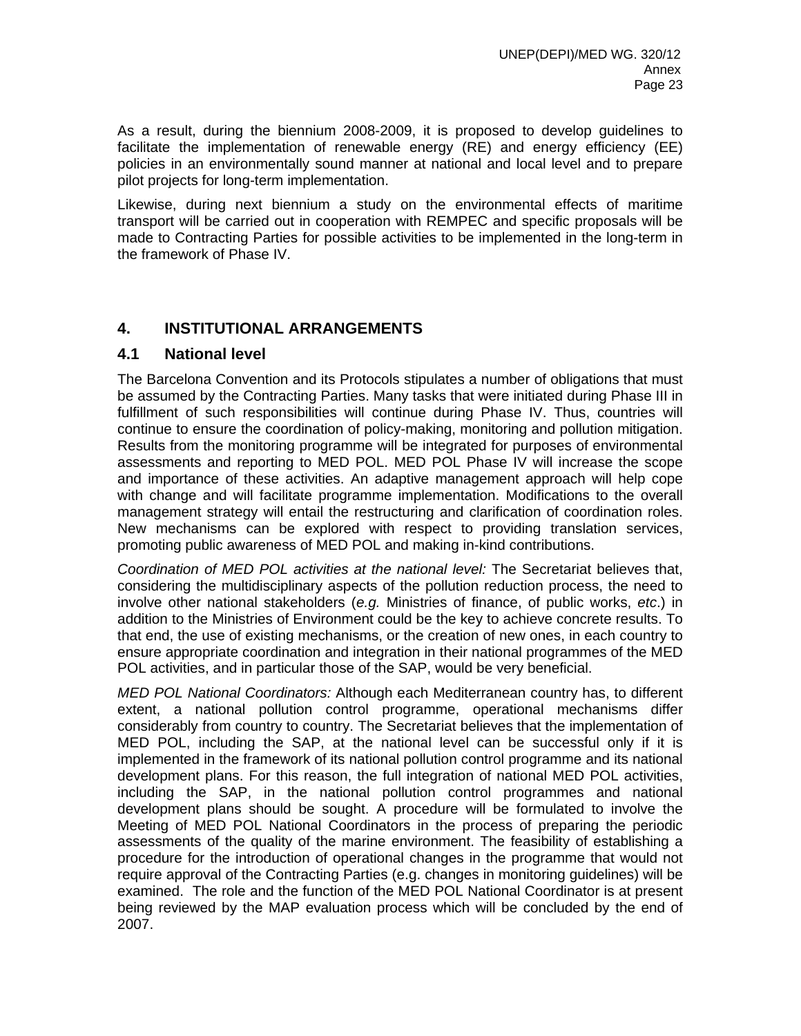As a result, during the biennium 2008-2009, it is proposed to develop guidelines to facilitate the implementation of renewable energy (RE) and energy efficiency (EE) policies in an environmentally sound manner at national and local level and to prepare pilot projects for long-term implementation.

Likewise, during next biennium a study on the environmental effects of maritime transport will be carried out in cooperation with REMPEC and specific proposals will be made to Contracting Parties for possible activities to be implemented in the long-term in the framework of Phase IV.

## 4. INSTITUTIONAL ARRANGEMENTS

### 4.1 National level

The Barcelona Convention and its Protocols stipulates a number of obligations that must be assumed by the Contracting Parties. Many tasks that were initiated during Phase III in fulfillment of such responsibilities will continue during Phase IV. Thus, countries will continue to ensure the coordination of policy-making, monitoring and pollution mitigation. Results from the monitoring programme will be integrated for purposes of environmental assessments and reporting to MED POL. MED POL Phase IV will increase the scope and importance of these activities. An adaptive management approach will help cope with change and will facilitate programme implementation. Modifications to the overall management strategy will entail the restructuring and clarification of coordination roles. New mechanisms can be explored with respect to providing translation services, promoting public awareness of MED POL and making in-kind contributions.

*Coordination of MED POL activities at the national level:* The Secretariat believes that, considering the multidisciplinary aspects of the pollution reduction process, the need to involve other national stakeholders (*e.g.* Ministries of finance, of public works, *etc*.) in addition to the Ministries of Environment could be the key to achieve concrete results. To that end, the use of existing mechanisms, or the creation of new ones, in each country to ensure appropriate coordination and integration in their national programmes of the MED POL activities, and in particular those of the SAP, would be very beneficial.

*MED POL National Coordinators:* Although each Mediterranean country has, to different extent, a national pollution control programme, operational mechanisms differ considerably from country to country. The Secretariat believes that the implementation of MED POL, including the SAP, at the national level can be successful only if it is implemented in the framework of its national pollution control programme and its national development plans. For this reason, the full integration of national MED POL activities, including the SAP, in the national pollution control programmes and national development plans should be sought. A procedure will be formulated to involve the Meeting of MED POL National Coordinators in the process of preparing the periodic assessments of the quality of the marine environment. The feasibility of establishing a procedure for the introduction of operational changes in the programme that would not require approval of the Contracting Parties (e.g. changes in monitoring guidelines) will be examined. The role and the function of the MED POL National Coordinator is at present being reviewed by the MAP evaluation process which will be concluded by the end of 2007.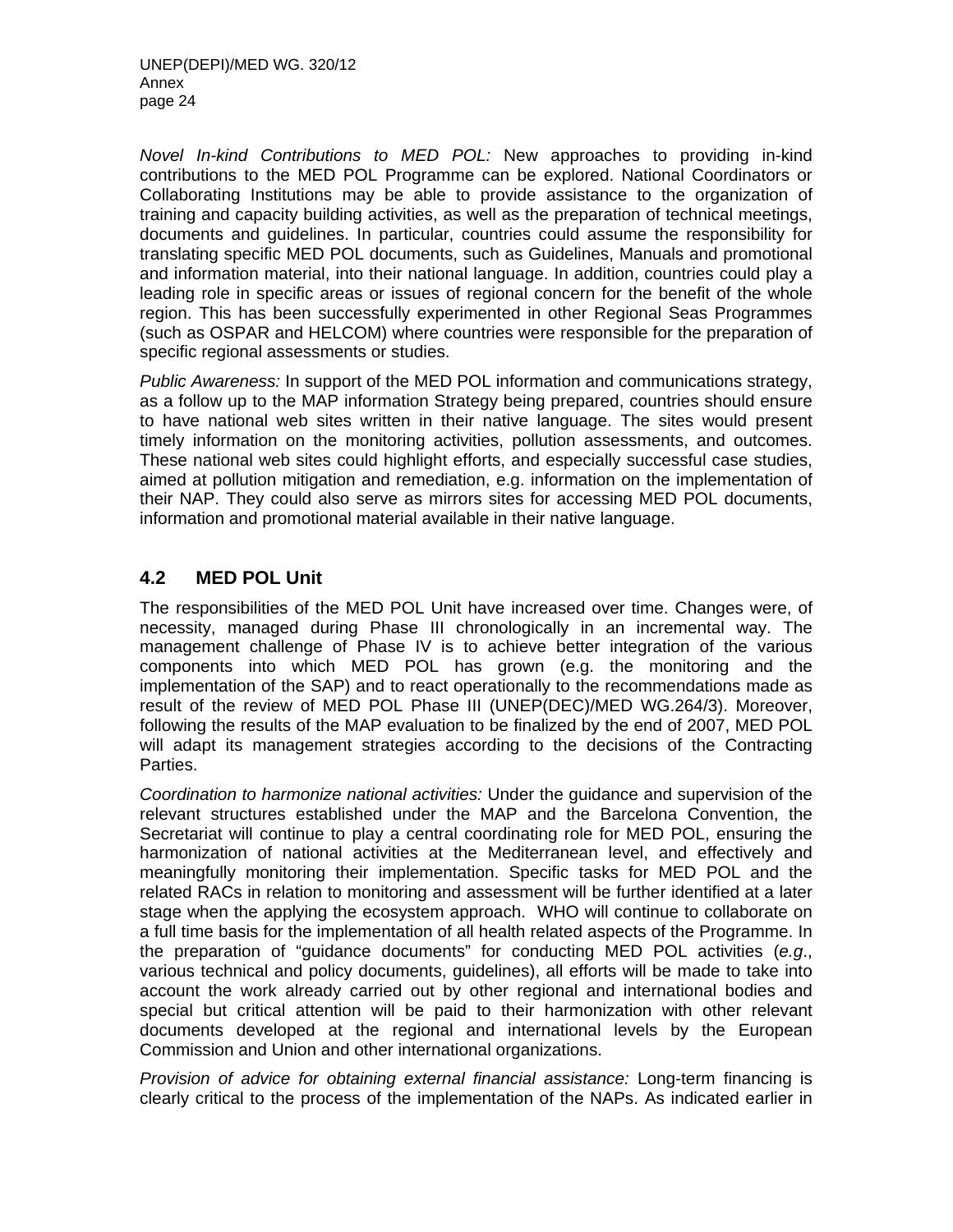*Novel In-kind Contributions to MED POL:* New approaches to providing in-kind contributions to the MED POL Programme can be explored. National Coordinators or Collaborating Institutions may be able to provide assistance to the organization of training and capacity building activities, as well as the preparation of technical meetings, documents and guidelines. In particular, countries could assume the responsibility for translating specific MED POL documents, such as Guidelines, Manuals and promotional and information material, into their national language. In addition, countries could play a leading role in specific areas or issues of regional concern for the benefit of the whole region. This has been successfully experimented in other Regional Seas Programmes (such as OSPAR and HELCOM) where countries were responsible for the preparation of specific regional assessments or studies.

*Public Awareness:* In support of the MED POL information and communications strategy, as a follow up to the MAP information Strategy being prepared, countries should ensure to have national web sites written in their native language. The sites would present timely information on the monitoring activities, pollution assessments, and outcomes. These national web sites could highlight efforts, and especially successful case studies, aimed at pollution mitigation and remediation, e.g. information on the implementation of their NAP. They could also serve as mirrors sites for accessing MED POL documents, information and promotional material available in their native language.

## 4.2 MED POL Unit

The responsibilities of the MED POL Unit have increased over time. Changes were, of necessity, managed during Phase III chronologically in an incremental way. The management challenge of Phase IV is to achieve better integration of the various components into which MED POL has grown (e.g. the monitoring and the implementation of the SAP) and to react operationally to the recommendations made as result of the review of MED POL Phase III (UNEP(DEC)/MED WG.264/3). Moreover, following the results of the MAP evaluation to be finalized by the end of 2007, MED POL will adapt its management strategies according to the decisions of the Contracting Parties.

*Coordination to harmonize national activities:* Under the guidance and supervision of the relevant structures established under the MAP and the Barcelona Convention, the Secretariat will continue to play a central coordinating role for MED POL, ensuring the harmonization of national activities at the Mediterranean level, and effectively and meaningfully monitoring their implementation. Specific tasks for MED POL and the related RACs in relation to monitoring and assessment will be further identified at a later stage when the applying the ecosystem approach. WHO will continue to collaborate on a full time basis for the implementation of all health related aspects of the Programme. In the preparation of "guidance documents" for conducting MED POL activities (*e.g*., various technical and policy documents, guidelines), all efforts will be made to take into account the work already carried out by other regional and international bodies and special but critical attention will be paid to their harmonization with other relevant documents developed at the regional and international levels by the European Commission and Union and other international organizations.

*Provision of advice for obtaining external financial assistance:* Long-term financing is clearly critical to the process of the implementation of the NAPs. As indicated earlier in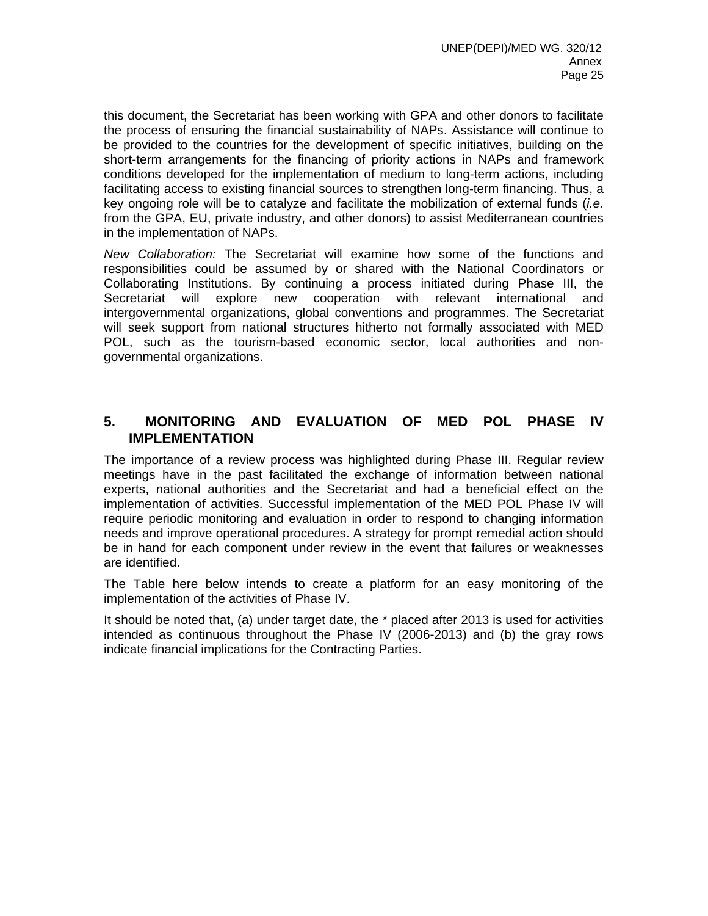this document, the Secretariat has been working with GPA and other donors to facilitate the process of ensuring the financial sustainability of NAPs. Assistance will continue to be provided to the countries for the development of specific initiatives, building on the short-term arrangements for the financing of priority actions in NAPs and framework conditions developed for the implementation of medium to long-term actions, including facilitating access to existing financial sources to strengthen long-term financing. Thus, a key ongoing role will be to catalyze and facilitate the mobilization of external funds (*i.e.* from the GPA, EU, private industry, and other donors) to assist Mediterranean countries in the implementation of NAPs.

*New Collaboration:* The Secretariat will examine how some of the functions and responsibilities could be assumed by or shared with the National Coordinators or Collaborating Institutions. By continuing a process initiated during Phase III, the Secretariat will explore new cooperation with relevant international and intergovernmental organizations, global conventions and programmes. The Secretariat will seek support from national structures hitherto not formally associated with MED POL, such as the tourism-based economic sector, local authorities and non-governmental organizations.

## 5. MONITORING AND EVALUATION OF MED POL PHASE IV IMPLEMENTATION

The importance of a review process was highlighted during Phase III. Regular review meetings have in the past facilitated the exchange of information between national experts, national authorities and the Secretariat and had a beneficial effect on the implementation of activities. Successful implementation of the MED POL Phase IV will require periodic monitoring and evaluation in order to respond to changing information needs and improve operational procedures. A strategy for prompt remedial action should be in hand for each component under review in the event that failures or weaknesses are identified.

The Table here below intends to create a platform for an easy monitoring of the implementation of the activities of Phase IV.

It should be noted that, (a) under target date, the * placed after 2013 is used for activities intended as continuous throughout the Phase IV (2006-2013) and (b) the gray rows indicate financial implications for the Contracting Parties.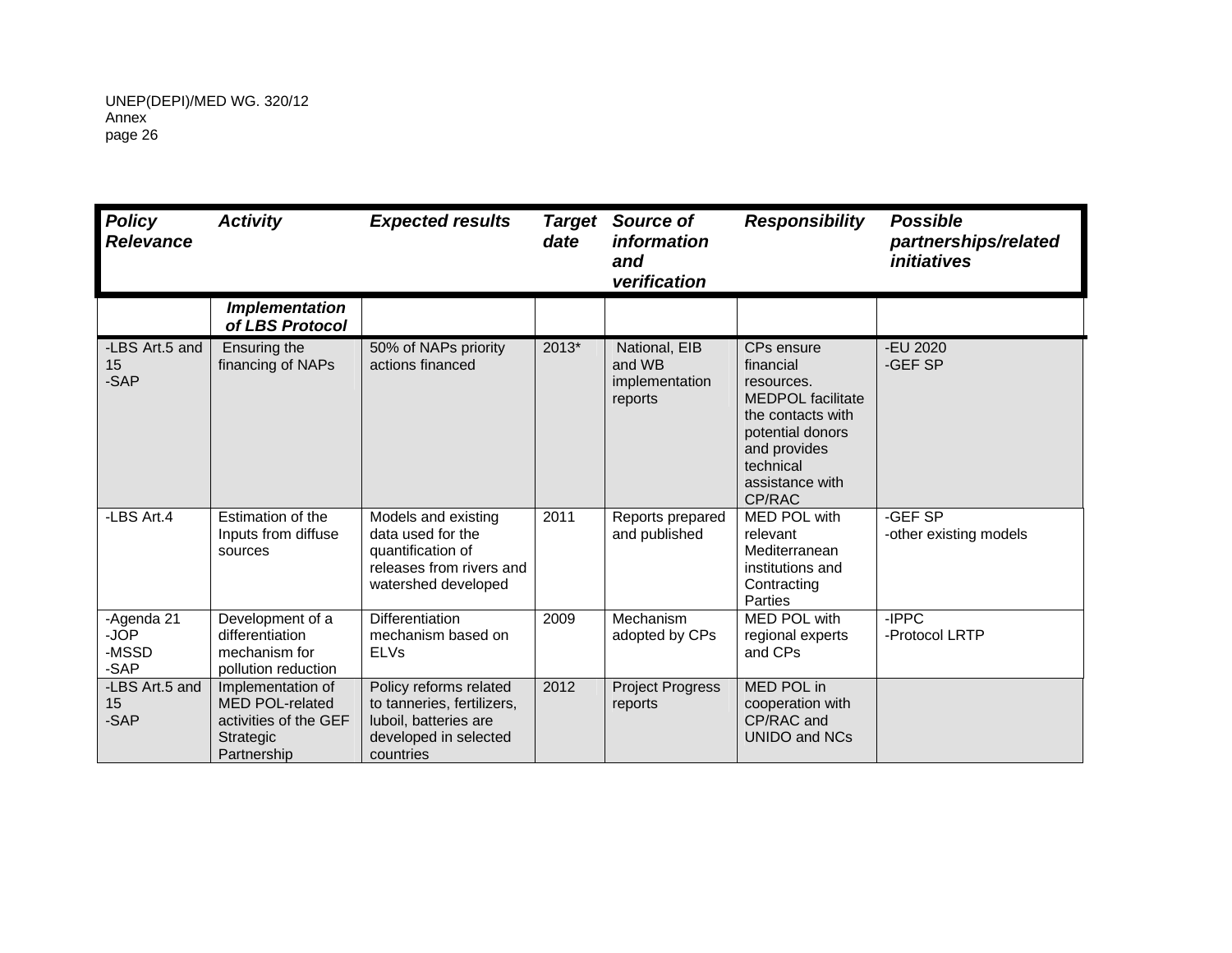| *Policy Relevance* | *Activity* | *Expected results* | *Target date* | *Source of information and verification* | *Responsibility* | *Possible partnerships/related initiatives* |
|---|---|---|---|---|---|---|
| | ***Implementation of LBS Protocol*** | | | | | |
| -LBS Art.5 and 15<br>-SAP | Ensuring the financing of NAPs | 50% of NAPs priority actions financed | 2013* | National, EIB and WB implementation reports | CPs ensure financial resources. MEDPOL facilitate the contacts with potential donors and provides technical assistance with CP/RAC | -EU 2020<br>-GEF SP |
| -LBS Art.4 | Estimation of the Inputs from diffuse sources | Models and existing data used for the quantification of releases from rivers and watershed developed | 2011 | Reports prepared and published | MED POL with relevant Mediterranean institutions and Contracting Parties | -GEF SP<br>-other existing models |
| -Agenda 21<br>-JOP<br>-MSSD<br>-SAP | Development of a differentiation mechanism for pollution reduction | Differentiation mechanism based on ELVs | 2009 | Mechanism adopted by CPs | MED POL with regional experts and CPs | -IPPC<br>-Protocol LRTP |
| -LBS Art.5 and 15<br>-SAP | Implementation of MED POL-related activities of the GEF Strategic Partnership | Policy reforms related to tanneries, fertilizers, luboil, batteries are developed in selected countries | 2012 | Project Progress reports | MED POL in cooperation with CP/RAC and UNIDO and NCs | |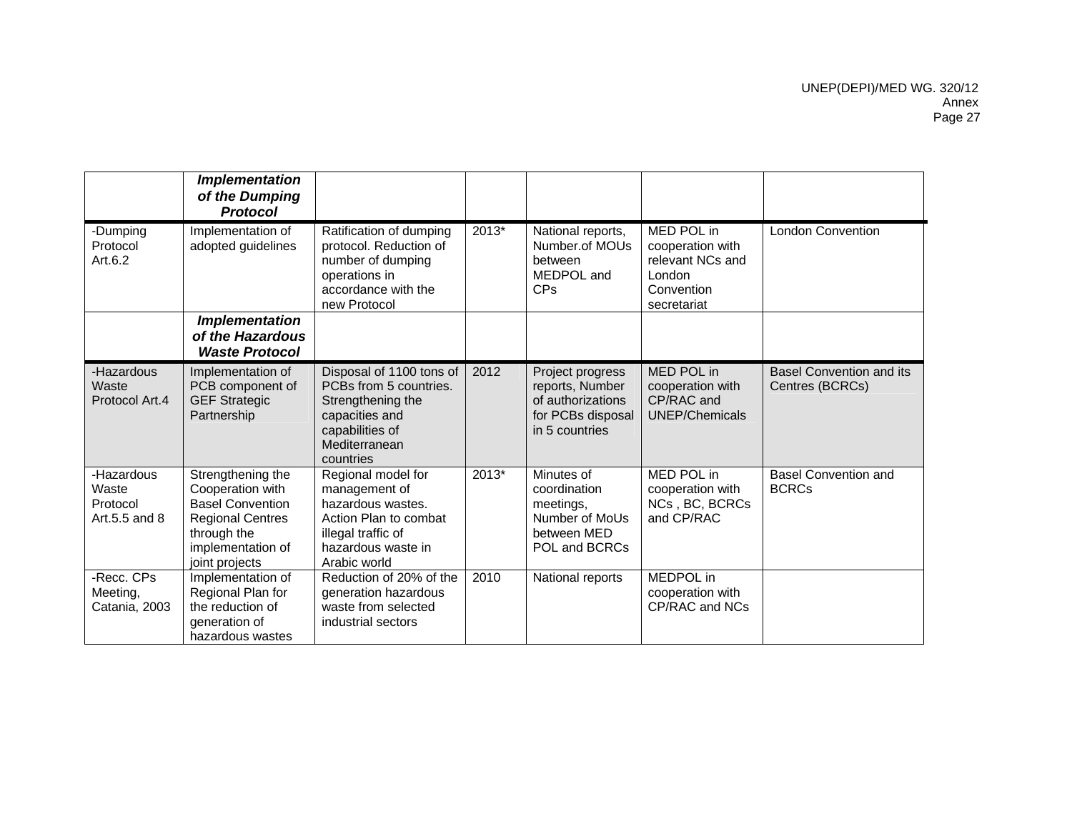| | ***Implementation of the Dumping Protocol*** | | | | | |
|---|---|---|---|---|---|---|
| -Dumping Protocol Art.6.2 | Implementation of adopted guidelines | Ratification of dumping protocol. Reduction of number of dumping operations in accordance with the new Protocol | 2013* | National reports, Number.of MOUs between MEDPOL and CPs | MED POL in cooperation with relevant NCs and London Convention secretariat | London Convention |
| | ***Implementation of the Hazardous Waste Protocol*** | | | | | |
| -Hazardous Waste Protocol Art.4 | Implementation of PCB component of GEF Strategic Partnership | Disposal of 1100 tons of PCBs from 5 countries. Strengthening the capacities and capabilities of Mediterranean countries | 2012 | Project progress reports, Number of authorizations for PCBs disposal in 5 countries | MED POL in cooperation with CP/RAC and UNEP/Chemicals | Basel Convention and its Centres (BCRCs) |
| -Hazardous Waste Protocol Art.5.5 and 8 | Strengthening the Cooperation with Basel Convention Regional Centres through the implementation of joint projects | Regional model for management of hazardous wastes. Action Plan to combat illegal traffic of hazardous waste in Arabic world | 2013* | Minutes of coordination meetings, Number of MoUs between MED POL and BCRCs | MED POL in cooperation with NCs , BC, BCRCs and CP/RAC | Basel Convention and BCRCs |
| -Recc. CPs Meeting, Catania, 2003 | Implementation of Regional Plan for the reduction of generation of hazardous wastes | Reduction of 20% of the generation hazardous waste from selected industrial sectors | 2010 | National reports | MEDPOL in cooperation with CP/RAC and NCs | |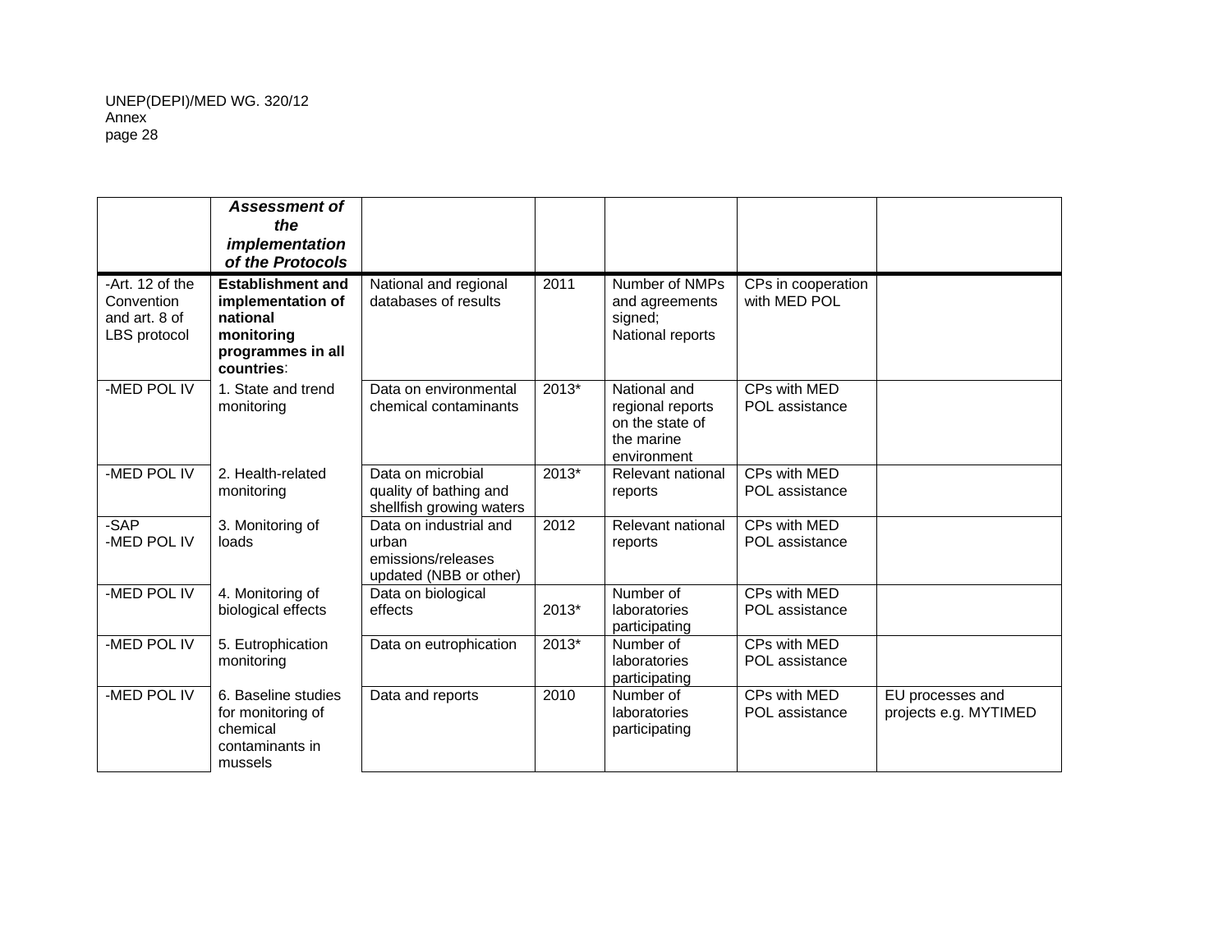| | ***Assessment of the implementation of the Protocols*** | | | | | |
|---|---|---|---|---|---|---|
| -Art. 12 of the Convention and art. 8 of LBS protocol | **Establishment and implementation of national monitoring programmes in all countries**: | National and regional databases of results | 2011 | Number of NMPs and agreements signed; National reports | CPs in cooperation with MED POL | |
| -MED POL IV | 1. State and trend monitoring | Data on environmental chemical contaminants | 2013* | National and regional reports on the state of the marine environment | CPs with MED POL assistance | |
| -MED POL IV | 2. Health-related monitoring | Data on microbial quality of bathing and shellfish growing waters | 2013* | Relevant national reports | CPs with MED POL assistance | |
| -SAP<br>-MED POL IV | 3. Monitoring of loads | Data on industrial and urban emissions/releases updated (NBB or other) | 2012 | Relevant national reports | CPs with MED POL assistance | |
| -MED POL IV | 4. Monitoring of biological effects | Data on biological effects | 2013* | Number of laboratories participating | CPs with MED POL assistance | |
| -MED POL IV | 5. Eutrophication monitoring | Data on eutrophication | 2013* | Number of laboratories participating | CPs with MED POL assistance | |
| -MED POL IV | 6. Baseline studies for monitoring of chemical contaminants in mussels | Data and reports | 2010 | Number of laboratories participating | CPs with MED POL assistance | EU processes and projects e.g. MYTIMED |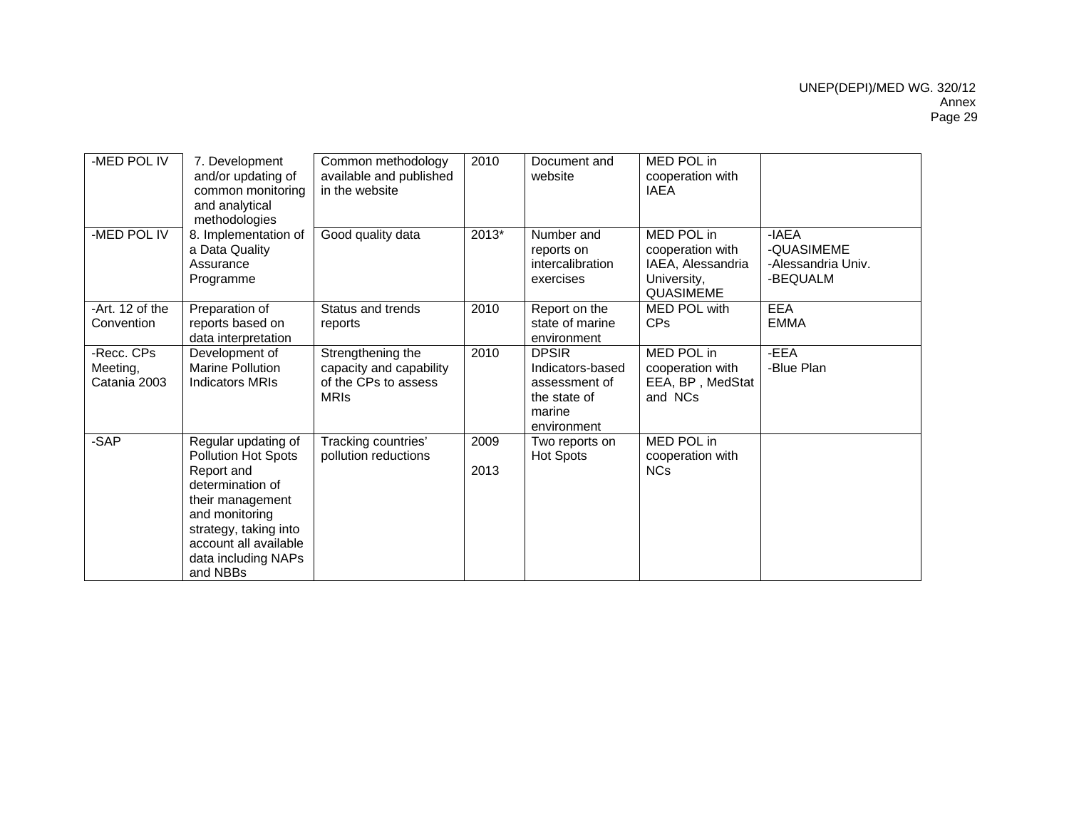| -MED POL IV | 7. Development and/or updating of common monitoring and analytical methodologies | Common methodology available and published in the website | 2010 | Document and website | MED POL in cooperation with IAEA | |
|---|---|---|---|---|---|---|
| -MED POL IV | 8. Implementation of a Data Quality Assurance Programme | Good quality data | 2013* | Number and reports on intercalibration exercises | MED POL in cooperation with IAEA, Alessandria University, QUASIMEME | -IAEA<br>-QUASIMEME<br>-Alessandria Univ.<br>-BEQUALM |
| -Art. 12 of the Convention | Preparation of reports based on data interpretation | Status and trends reports | 2010 | Report on the state of marine environment | MED POL with CPs | EEA<br>EMMA |
| -Recc. CPs Meeting, Catania 2003 | Development of Marine Pollution Indicators MRIs | Strengthening the capacity and capability of the CPs to assess MRIs | 2010 | DPSIR Indicators-based assessment of the state of marine environment | MED POL in cooperation with EEA, BP , MedStat and NCs | -EEA<br>-Blue Plan |
| -SAP | Regular updating of Pollution Hot Spots Report and determination of their management and monitoring strategy, taking into account all available data including NAPs and NBBs | Tracking countries' pollution reductions | 2009<br><br>2013 | Two reports on Hot Spots | MED POL in cooperation with NCs | |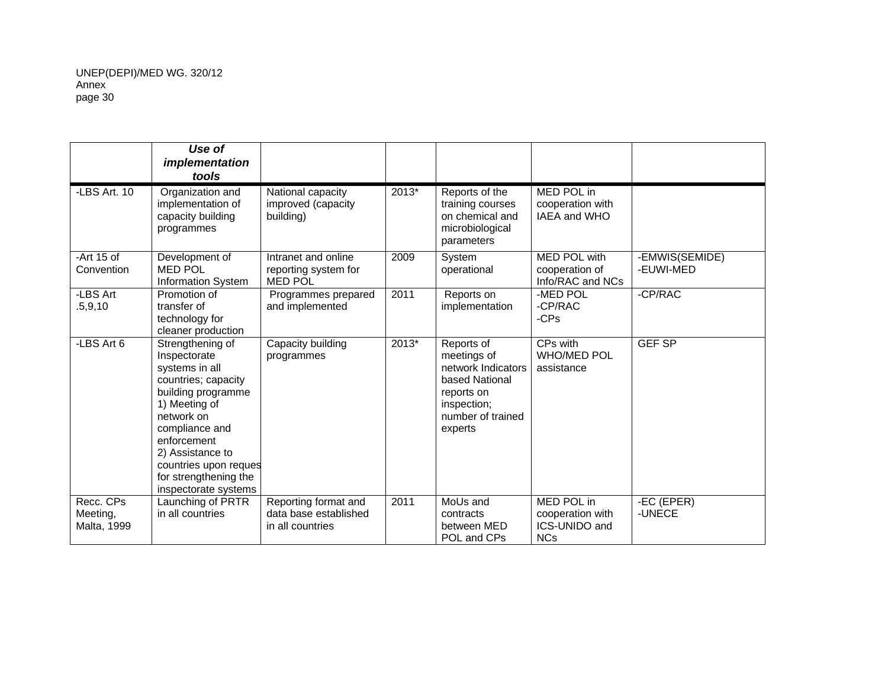| | ***Use of implementation tools*** | | | | | |
|---|---|---|---|---|---|---|
| -LBS Art. 10 | Organization and implementation of capacity building programmes | National capacity improved (capacity building) | 2013* | Reports of the training courses on chemical and microbiological parameters | MED POL in cooperation with IAEA and WHO | |
| -Art 15 of Convention | Development of MED POL Information System | Intranet and online reporting system for MED POL | 2009 | System operational | MED POL with cooperation of Info/RAC and NCs | -EMWIS(SEMIDE)<br>-EUWI-MED |
| -LBS Art .5,9,10 | Promotion of transfer of technology for cleaner production | Programmes prepared and implemented | 2011 | Reports on implementation | -MED POL<br>-CP/RAC<br>-CPs | -CP/RAC |
| -LBS Art 6 | Strengthening of Inspectorate systems in all countries; capacity building programme<br>1) Meeting of network on compliance and enforcement<br>2) Assistance to countries upon reques for strengthening the inspectorate systems | Capacity building programmes | 2013* | Reports of meetings of network Indicators based National reports on inspection; number of trained experts | CPs with WHO/MED POL assistance | GEF SP |
| Recc. CPs Meeting, Malta, 1999 | Launching of PRTR in all countries | Reporting format and data base established in all countries | 2011 | MoUs and contracts between MED POL and CPs | MED POL in cooperation with ICS-UNIDO and NCs | -EC (EPER)<br>-UNECE |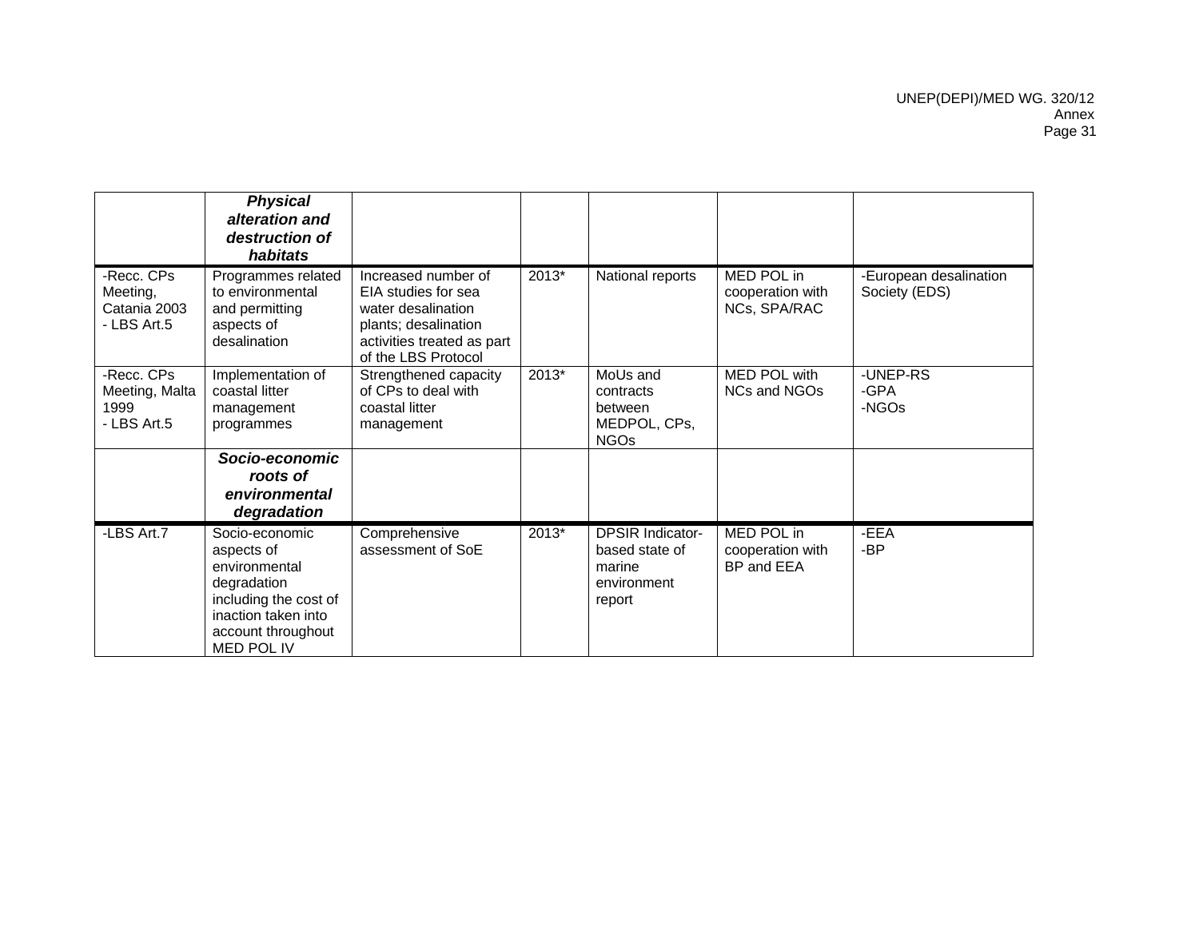| | ***Physical alteration and destruction of habitats*** | | | | | |
|---|---|---|---|---|---|---|
| -Recc. CPs Meeting, Catania 2003 - LBS Art.5 | Programmes related to environmental and permitting aspects of desalination | Increased number of EIA studies for sea water desalination plants; desalination activities treated as part of the LBS Protocol | 2013* | National reports | MED POL in cooperation with NCs, SPA/RAC | -European desalination Society (EDS) |
| -Recc. CPs Meeting, Malta 1999 - LBS Art.5 | Implementation of coastal litter management programmes | Strengthened capacity of CPs to deal with coastal litter management | 2013* | MoUs and contracts between MEDPOL, CPs, NGOs | MED POL with NCs and NGOs | -UNEP-RS -GPA -NGOs |
| | ***Socio-economic roots of environmental degradation*** | | | | | |
| -LBS Art.7 | Socio-economic aspects of environmental degradation including the cost of inaction taken into account throughout MED POL IV | Comprehensive assessment of SoE | 2013* | DPSIR Indicator-based state of marine environment report | MED POL in cooperation with BP and EEA | -EEA -BP |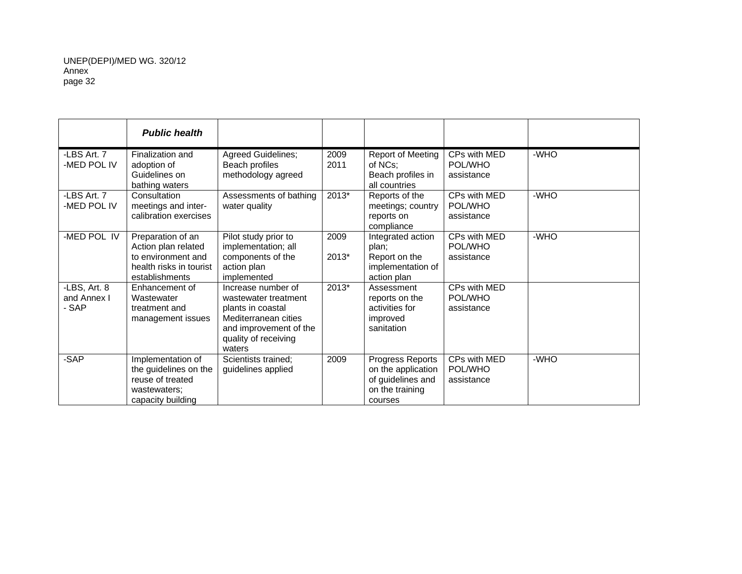| | ***Public health*** | | | | | |
|---|---|---|---|---|---|---|
| -LBS Art. 7<br>-MED POL IV | Finalization and adoption of Guidelines on bathing waters | Agreed Guidelines; Beach profiles methodology agreed | 2009<br>2011 | Report of Meeting of NCs;<br>Beach profiles in all countries | CPs with MED POL/WHO assistance | -WHO |
| -LBS Art. 7<br>-MED POL IV | Consultation meetings and inter-calibration exercises | Assessments of bathing water quality | 2013* | Reports of the meetings; country reports on compliance | CPs with MED POL/WHO assistance | -WHO |
| -MED POL IV | Preparation of an Action plan related to environment and health risks in tourist establishments | Pilot study prior to implementation; all components of the action plan implemented | 2009<br><br>2013* | Integrated action plan;<br>Report on the implementation of action plan | CPs with MED POL/WHO assistance | -WHO |
| -LBS, Art. 8 and Annex I<br>- SAP | Enhancement of Wastewater treatment and management issues | Increase number of wastewater treatment plants in coastal Mediterranean cities and improvement of the quality of receiving waters | 2013* | Assessment reports on the activities for improved sanitation | CPs with MED POL/WHO assistance | |
| -SAP | Implementation of the guidelines on the reuse of treated wastewaters; capacity building | Scientists trained; guidelines applied | 2009 | Progress Reports on the application of guidelines and on the training courses | CPs with MED POL/WHO assistance | -WHO |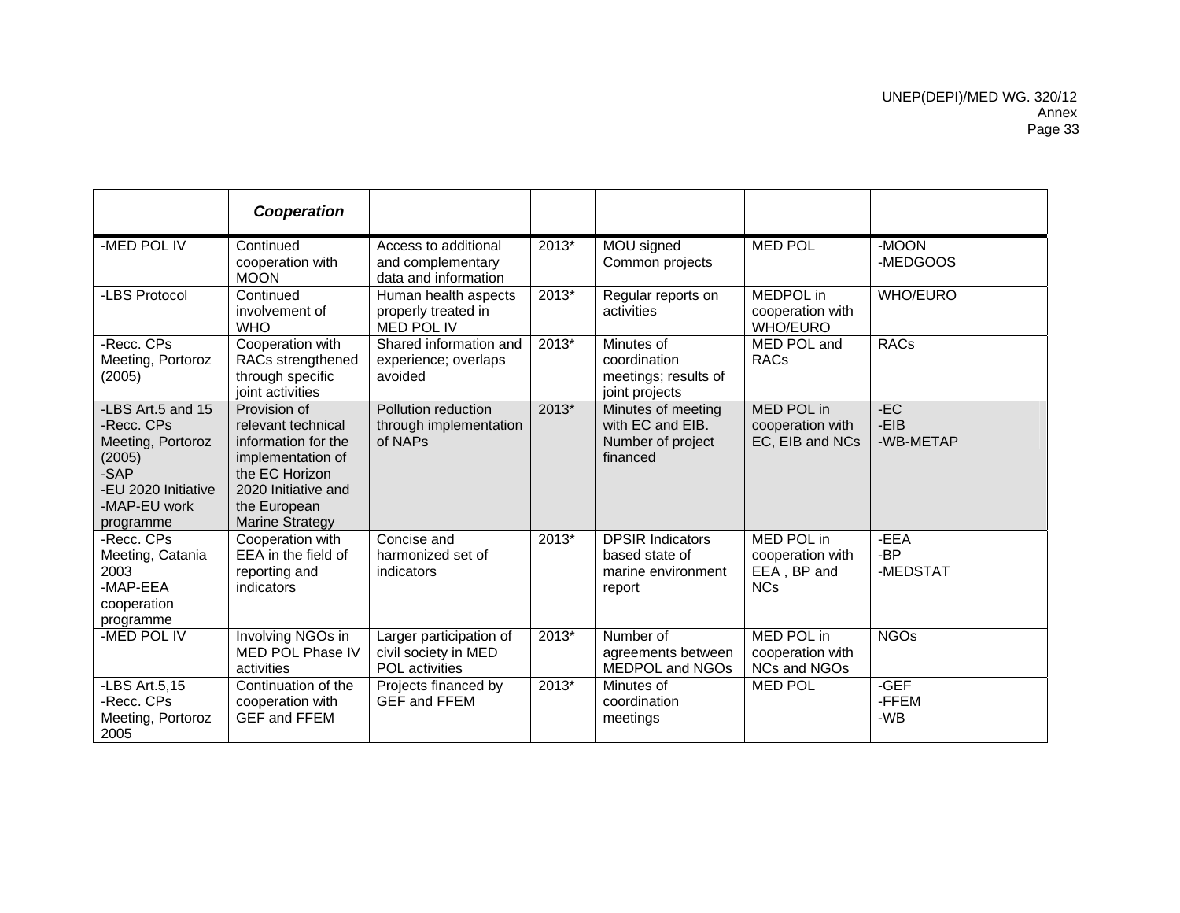| | ***Cooperation*** | | | | | |
|---|---|---|---|---|---|---|
| -MED POL IV | Continued cooperation with MOON | Access to additional and complementary data and information | 2013* | MOU signed Common projects | MED POL | -MOON -MEDGOOS |
| -LBS Protocol | Continued involvement of WHO | Human health aspects properly treated in MED POL IV | 2013* | Regular reports on activities | MEDPOL in cooperation with WHO/EURO | WHO/EURO |
| -Recc. CPs Meeting, Portoroz (2005) | Cooperation with RACs strengthened through specific joint activities | Shared information and experience; overlaps avoided | 2013* | Minutes of coordination meetings; results of joint projects | MED POL and RACs | RACs |
| -LBS Art.5 and 15 -Recc. CPs Meeting, Portoroz (2005) -SAP -EU 2020 Initiative -MAP-EU work programme | Provision of relevant technical information for the implementation of the EC Horizon 2020 Initiative and the European Marine Strategy | Pollution reduction through implementation of NAPs | 2013* | Minutes of meeting with EC and EIB. Number of project financed | MED POL in cooperation with EC, EIB and NCs | -EC -EIB -WB-METAP |
| -Recc. CPs Meeting, Catania 2003 -MAP-EEA cooperation programme | Cooperation with EEA in the field of reporting and indicators | Concise and harmonized set of indicators | 2013* | DPSIR Indicators based state of marine environment report | MED POL in cooperation with EEA , BP and NCs | -EEA -BP -MEDSTAT |
| -MED POL IV | Involving NGOs in MED POL Phase IV activities | Larger participation of civil society in MED POL activities | 2013* | Number of agreements between MEDPOL and NGOs | MED POL in cooperation with NCs and NGOs | NGOs |
| -LBS Art.5,15 -Recc. CPs Meeting, Portoroz 2005 | Continuation of the cooperation with GEF and FFEM | Projects financed by GEF and FFEM | 2013* | Minutes of coordination meetings | MED POL | -GEF -FFEM -WB |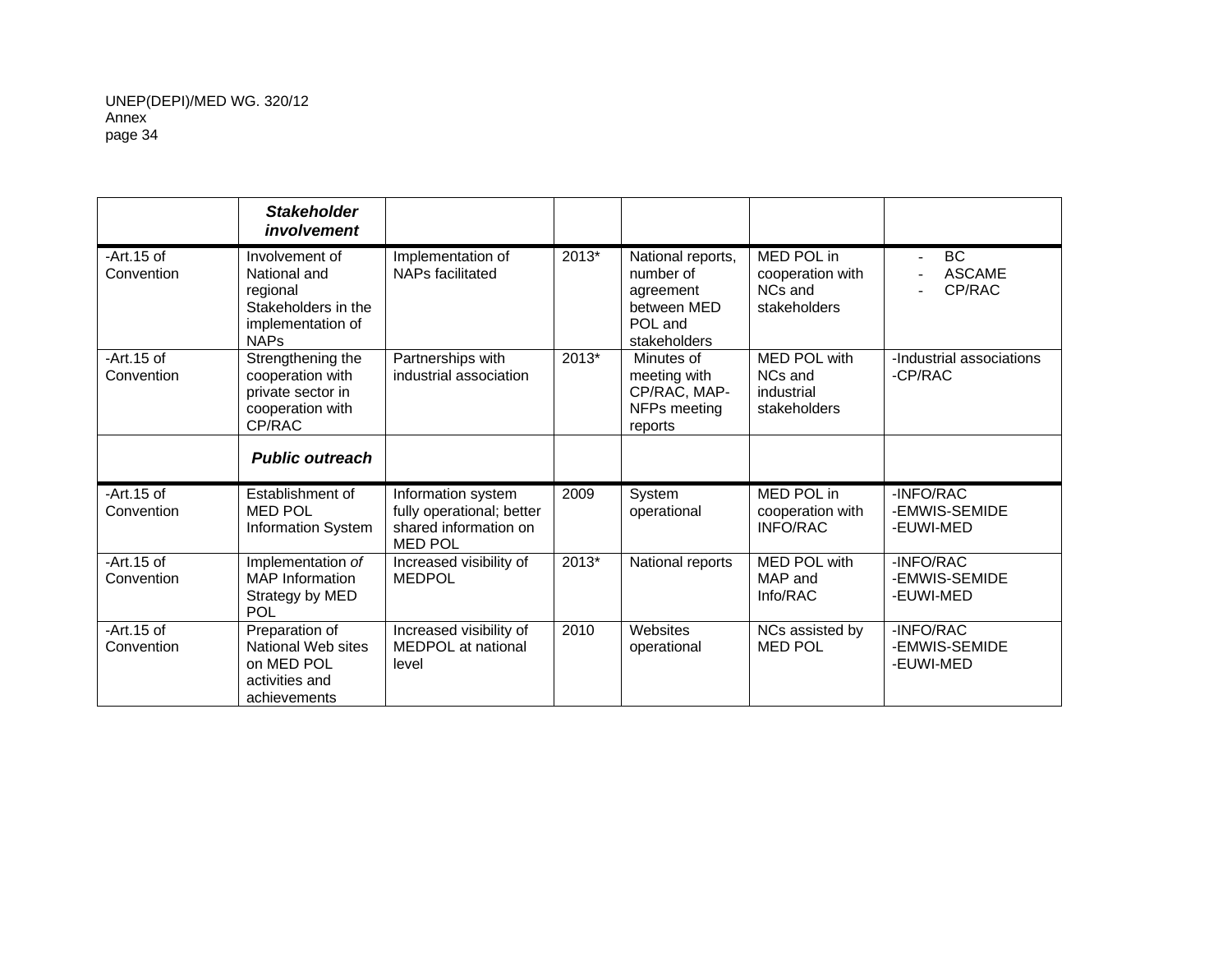| | ***Stakeholder involvement*** | | | | | |
|---|---|---|---|---|---|---|
| -Art.15 of Convention | Involvement of National and regional Stakeholders in the implementation of NAPs | Implementation of NAPs facilitated | 2013* | National reports, number of agreement between MED POL and stakeholders | MED POL in cooperation with NCs and stakeholders | - BC<br>- ASCAME<br>- CP/RAC |
| -Art.15 of Convention | Strengthening the cooperation with private sector in cooperation with CP/RAC | Partnerships with industrial association | 2013* | Minutes of meeting with CP/RAC, MAP-NFPs meeting reports | MED POL with NCs and industrial stakeholders | -Industrial associations<br>-CP/RAC |
| | ***Public outreach*** | | | | | |
| -Art.15 of Convention | Establishment of MED POL Information System | Information system fully operational; better shared information on MED POL | 2009 | System operational | MED POL in cooperation with INFO/RAC | -INFO/RAC<br>-EMWIS-SEMIDE<br>-EUWI-MED |
| -Art.15 of Convention | Implementation *of* MAP Information Strategy by MED POL | Increased visibility of MEDPOL | 2013* | National reports | MED POL with MAP and Info/RAC | -INFO/RAC<br>-EMWIS-SEMIDE<br>-EUWI-MED |
| -Art.15 of Convention | Preparation of National Web sites on MED POL activities and achievements | Increased visibility of MEDPOL at national level | 2010 | Websites operational | NCs assisted by MED POL | -INFO/RAC<br>-EMWIS-SEMIDE<br>-EUWI-MED |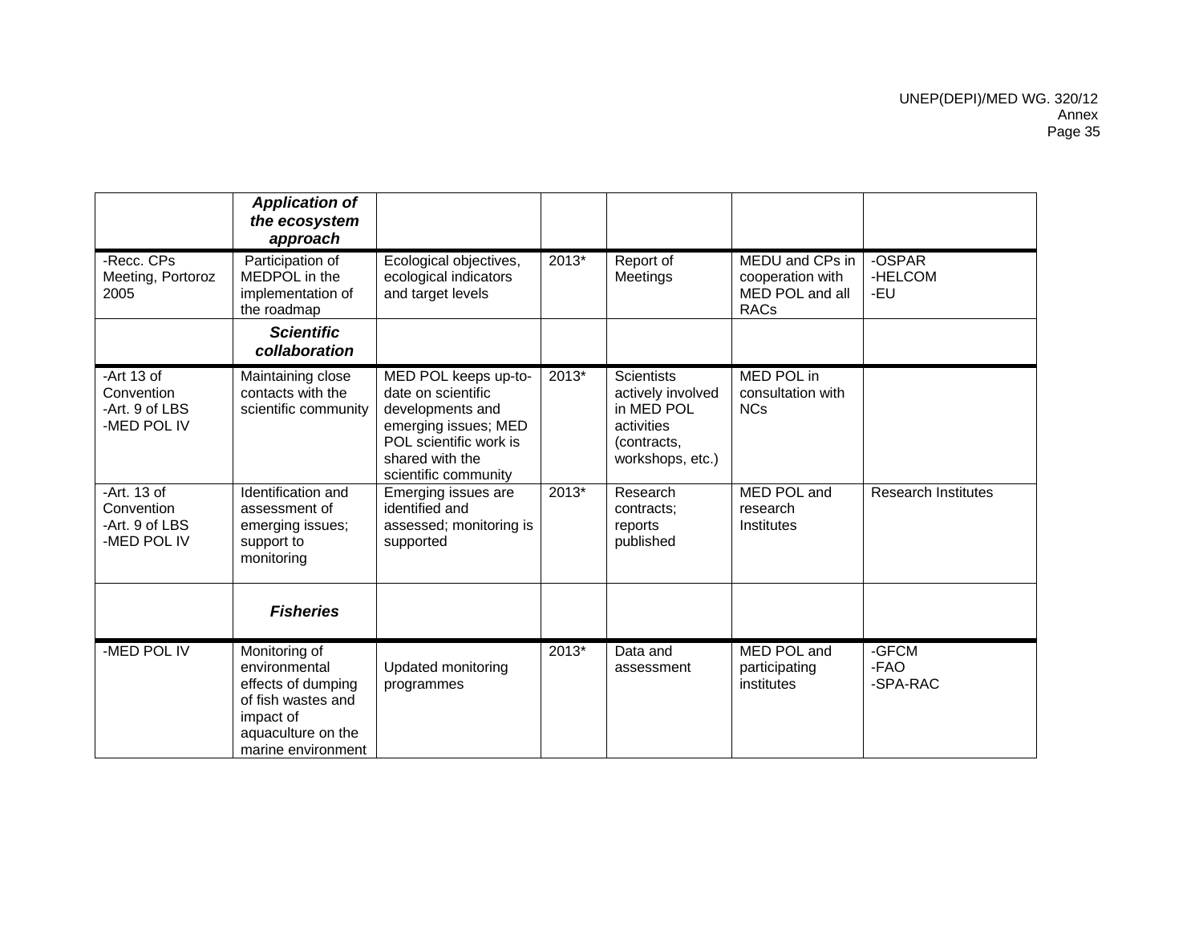| | ***Application of the ecosystem approach*** | | | | | |
|---|---|---|---|---|---|---|
| -Recc. CPs Meeting, Portoroz 2005 | Participation of MEDPOL in the implementation of the roadmap | Ecological objectives, ecological indicators and target levels | 2013* | Report of Meetings | MEDU and CPs in cooperation with MED POL and all RACs | -OSPAR<br>-HELCOM<br>-EU |
| | ***Scientific collaboration*** | | | | | |
| -Art 13 of Convention<br>-Art. 9 of LBS<br>-MED POL IV | Maintaining close contacts with the scientific community | MED POL keeps up-to-date on scientific developments and emerging issues; MED POL scientific work is shared with the scientific community | 2013* | Scientists actively involved in MED POL activities (contracts, workshops, etc.) | MED POL in consultation with NCs | |
| -Art. 13 of Convention<br>-Art. 9 of LBS<br>-MED POL IV | Identification and assessment of emerging issues; support to monitoring | Emerging issues are identified and assessed; monitoring is supported | 2013* | Research contracts; reports published | MED POL and research Institutes | Research Institutes |
| | ***Fisheries*** | | | | | |
| -MED POL IV | Monitoring of environmental effects of dumping of fish wastes and impact of aquaculture on the marine environment | Updated monitoring programmes | 2013* | Data and assessment | MED POL and participating institutes | -GFCM<br>-FAO<br>-SPA-RAC |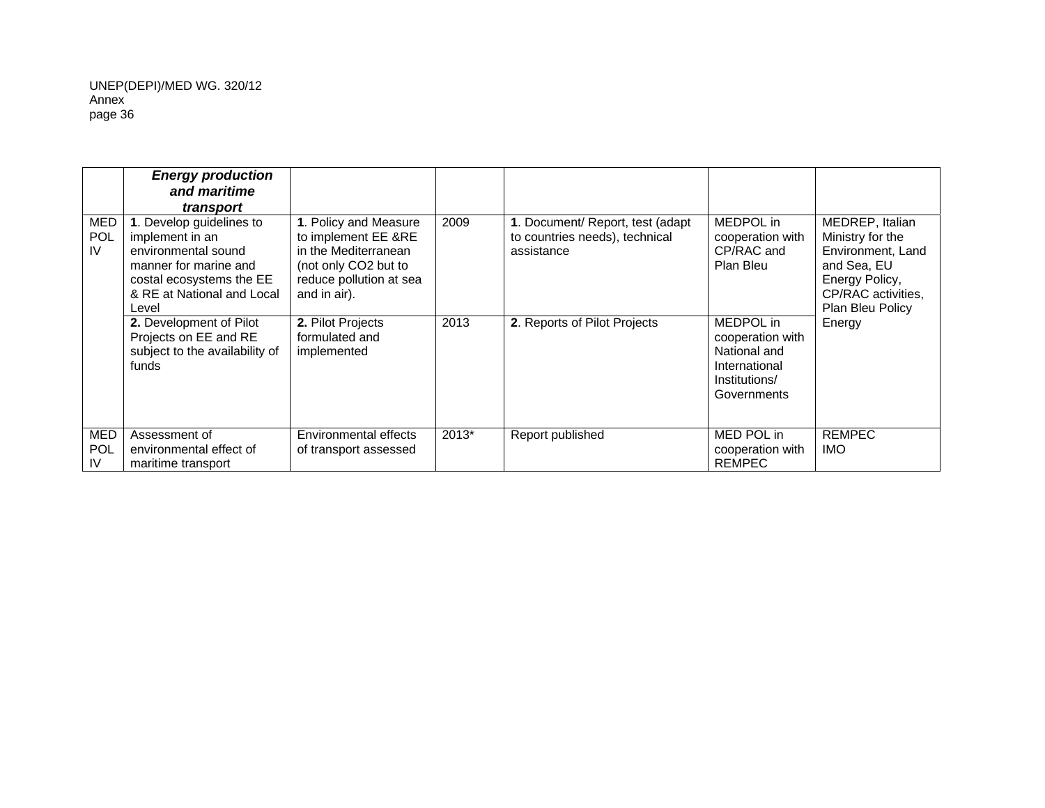| | ***Energy production and maritime transport*** | | | | | |
|---|---|---|---|---|---|---|
| MED POL IV | **1**. Develop guidelines to implement in an environmental sound manner for marine and costal ecosystems the EE & RE at National and Local Level | **1**. Policy and Measure to implement EE &RE in the Mediterranean (not only CO2 but to reduce pollution at sea and in air). | 2009 | **1**. Document/ Report, test (adapt to countries needs), technical assistance | MEDPOL in cooperation with CP/RAC and Plan Bleu | MEDREP, Italian Ministry for the Environment, Land and Sea, EU Energy Policy, CP/RAC activities, Plan Bleu Policy Energy |
| | **2.** Development of Pilot Projects on EE and RE subject to the availability of funds | **2.** Pilot Projects formulated and implemented | 2013 | **2**. Reports of Pilot Projects | MEDPOL in cooperation with National and International Institutions/ Governments | |
| MED POL IV | Assessment of environmental effect of maritime transport | Environmental effects of transport assessed | 2013* | Report published | MED POL in cooperation with REMPEC | REMPEC IMO |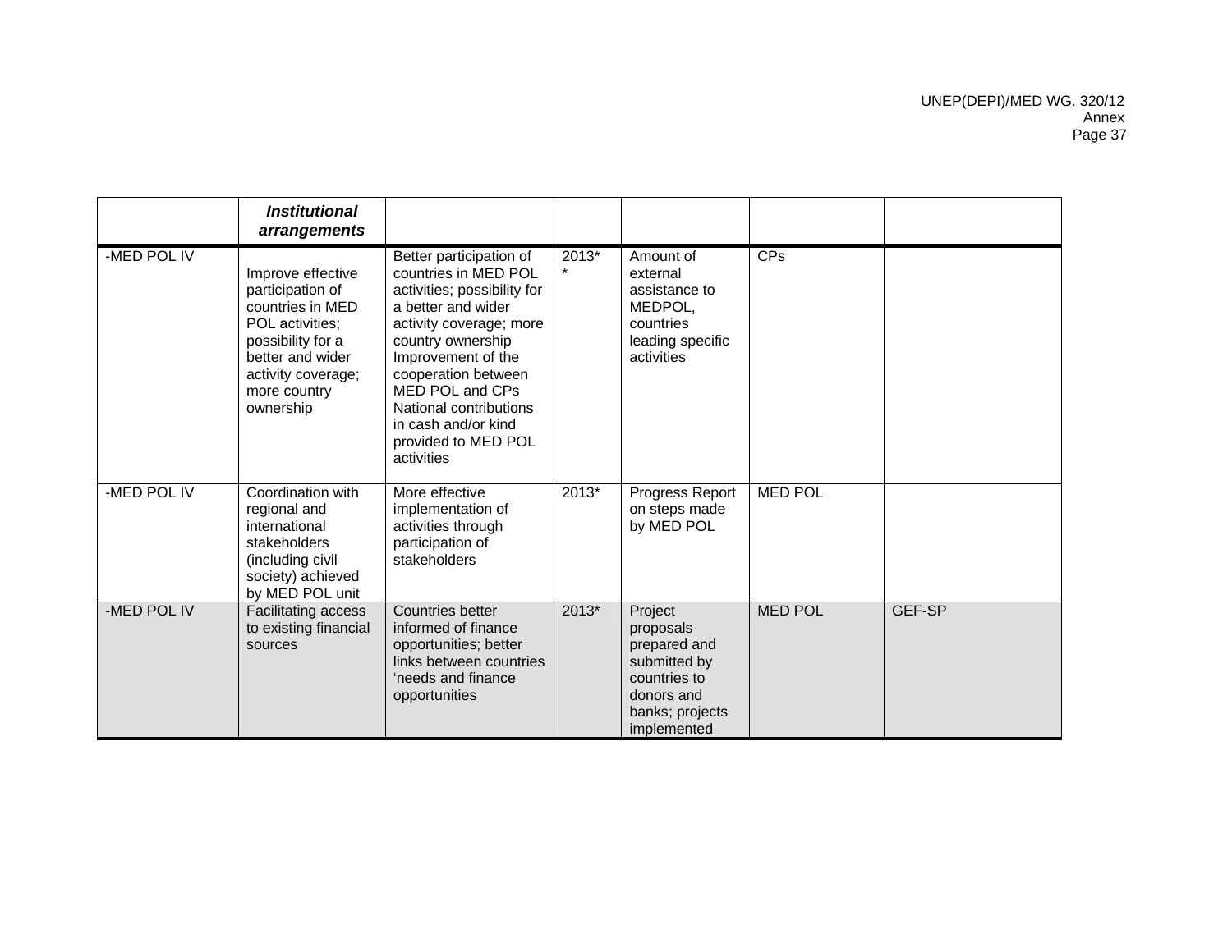| | ***Institutional arrangements*** | | | | | |
|---|---|---|---|---|---|---|
| -MED POL IV | Improve effective participation of countries in MED POL activities; possibility for a better and wider activity coverage; more country ownership | Better participation of countries in MED POL activities; possibility for a better and wider activity coverage; more country ownership Improvement of the cooperation between MED POL and CPs National contributions in cash and/or kind provided to MED POL activities | 2013** | Amount of external assistance to MEDPOL, countries leading specific activities | CPs | |
| -MED POL IV | Coordination with regional and international stakeholders (including civil society) achieved by MED POL unit | More effective implementation of activities through participation of stakeholders | 2013* | Progress Report on steps made by MED POL | MED POL | |
| -MED POL IV | Facilitating access to existing financial sources | Countries better informed of finance opportunities; better links between countries ‘needs and finance opportunities | 2013* | Project proposals prepared and submitted by countries to donors and banks; projects implemented | MED POL | GEF-SP |